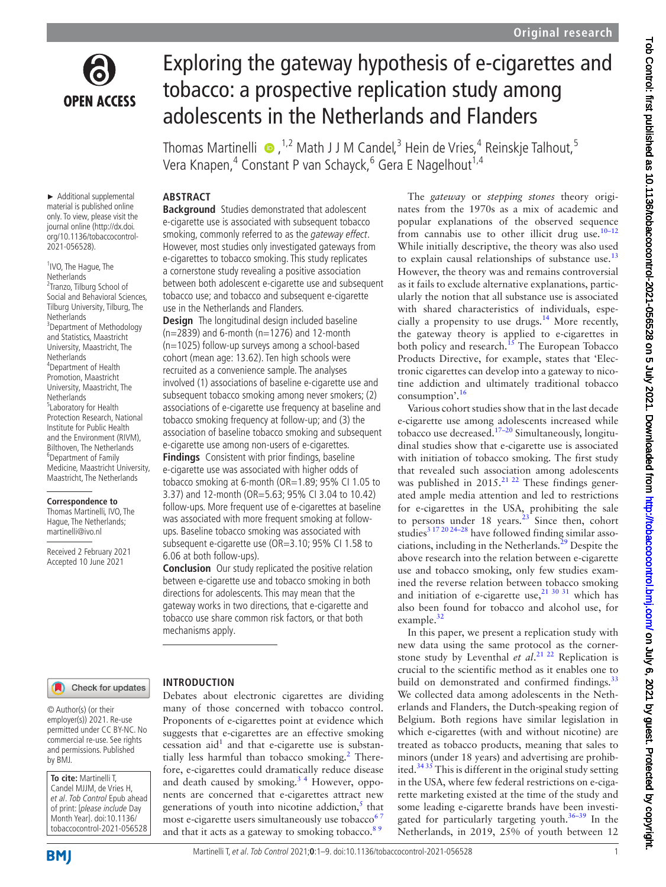# Exploring the gateway hypothesis of e-cigarettes and tobacco: a prospective replication study among adolescents in the Netherlands and Flanders

Thomas Martinelli [1,2] Math J J M Candel,[3] Hein de Vries,[4] Reinskje Talhout,[5] Vera Knapen,[4] Constant P van Schayck,[6] Gera E Nagelhout[1,4]

► Additional supplemental material is published online only. To view, please visit the journal online (http://dx.doi.org/10.1136/tobaccocontrol-2021-056528).

[1]IVO, The Hague, The Netherlands
[2]Tranzo, Tilburg School of Social and Behavioral Sciences, Tilburg University, Tilburg, The Netherlands
[3]Department of Methodology and Statistics, Maastricht University, Maastricht, The Netherlands
[4]Department of Health Promotion, Maastricht University, Maastricht, The Netherlands
[5]Laboratory for Health Protection Research, National Institute for Public Health and the Environment (RIVM), Bilthoven, The Netherlands
[6]Department of Family Medicine, Maastricht University, Maastricht, The Netherlands

**Correspondence to**
Thomas Martinelli, IVO, The Hague, The Netherlands; martinelli@ivo.nl

Received 2 February 2021
Accepted 10 June 2021

© Author(s) (or their employer(s)) 2021. Re-use permitted under CC BY-NC. No commercial re-use. See rights and permissions. Published by BMJ.

**To cite:** Martinelli T, Candel MJJM, de Vries H, *et al*. *Tob Control* Epub ahead of print: [*please include* Day Month Year]. doi:10.1136/tobaccocontrol-2021-056528

## ABSTRACT

**Background** Studies demonstrated that adolescent e-cigarette use is associated with subsequent tobacco smoking, commonly referred to as the *gateway effect*. However, most studies only investigated gateways from e-cigarettes to tobacco smoking. This study replicates a cornerstone study revealing a positive association between both adolescent e-cigarette use and subsequent tobacco use; and tobacco and subsequent e-cigarette use in the Netherlands and Flanders.

**Design** The longitudinal design included baseline (n=2839) and 6-month (n=1276) and 12-month (n=1025) follow-up surveys among a school-based cohort (mean age: 13.62). Ten high schools were recruited as a convenience sample. The analyses involved (1) associations of baseline e-cigarette use and subsequent tobacco smoking among never smokers; (2) associations of e-cigarette use frequency at baseline and tobacco smoking frequency at follow-up; and (3) the association of baseline tobacco smoking and subsequent e-cigarette use among non-users of e-cigarettes.

**Findings** Consistent with prior findings, baseline e-cigarette use was associated with higher odds of tobacco smoking at 6-month (OR=1.89; 95% CI 1.05 to 3.37) and 12-month (OR=5.63; 95% CI 3.04 to 10.42) follow-ups. More frequent use of e-cigarettes at baseline was associated with more frequent smoking at follow-ups. Baseline tobacco smoking was associated with subsequent e-cigarette use (OR=3.10; 95% CI 1.58 to 6.06 at both follow-ups).

**Conclusion** Our study replicated the positive relation between e-cigarette use and tobacco smoking in both directions for adolescents. This may mean that the gateway works in two directions, that e-cigarette and tobacco use share common risk factors, or that both mechanisms apply.

## INTRODUCTION

Debates about electronic cigarettes are dividing many of those concerned with tobacco control. Proponents of e-cigarettes point at evidence which suggests that e-cigarettes are an effective smoking cessation aid[1] and that e-cigarette use is substantially less harmful than tobacco smoking.[2] Therefore, e-cigarettes could dramatically reduce disease and death caused by smoking.[3,4] However, opponents are concerned that e-cigarettes attract new generations of youth into nicotine addiction,[5] that most e-cigarette users simultaneously use tobacco[6,7] and that it acts as a gateway to smoking tobacco.[8,9]

The *gateway* or *stepping stones* theory originates from the 1970s as a mix of academic and popular explanations of the observed sequence from cannabis use to other illicit drug use.[10–12] While initially descriptive, the theory was also used to explain causal relationships of substance use.[13] However, the theory was and remains controversial as it fails to exclude alternative explanations, particularly the notion that all substance use is associated with shared characteristics of individuals, especially a propensity to use drugs.[14] More recently, the gateway theory is applied to e-cigarettes in both policy and research.[15] The European Tobacco Products Directive, for example, states that 'Electronic cigarettes can develop into a gateway to nicotine addiction and ultimately traditional tobacco consumption'.[16]

Various cohort studies show that in the last decade e-cigarette use among adolescents increased while tobacco use decreased.[17–20] Simultaneously, longitudinal studies show that e-cigarette use is associated with initiation of tobacco smoking. The first study that revealed such association among adolescents was published in 2015.[21,22] These findings generated ample media attention and led to restrictions for e-cigarettes in the USA, prohibiting the sale to persons under 18 years.[23] Since then, cohort studies[3,17,20,24–28] have followed finding similar associations, including in the Netherlands.[29] Despite the above research into the relation between e-cigarette use and tobacco smoking, only few studies examined the reverse relation between tobacco smoking and initiation of e-cigarette use,[21,30,31] which has also been found for tobacco and alcohol use, for example.[32]

In this paper, we present a replication study with new data using the same protocol as the cornerstone study by Leventhal *et al*.[21,22] Replication is crucial to the scientific method as it enables one to build on demonstrated and confirmed findings.[33] We collected data among adolescents in the Netherlands and Flanders, the Dutch-speaking region of Belgium. Both regions have similar legislation in which e-cigarettes (with and without nicotine) are treated as tobacco products, meaning that sales to minors (under 18 years) and advertising are prohibited.[34,35] This is different in the original study setting in the USA, where few federal restrictions on e-cigarette marketing existed at the time of the study and some leading e-cigarette brands have been investigated for particularly targeting youth.[36–39] In the Netherlands, in 2019, 25% of youth between 12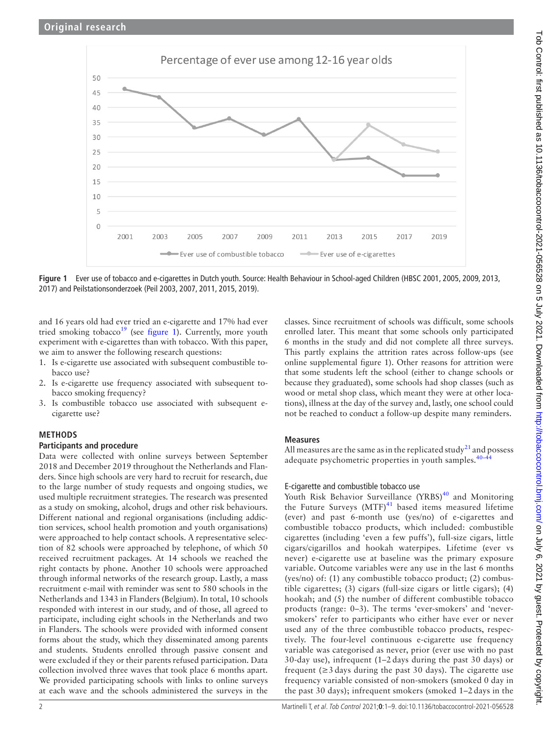**Figure 1** Ever use of tobacco and e-cigarettes in Dutch youth. Source: Health Behaviour in School-aged Children (HBSC 2001, 2005, 2009, 2013, 2017) and Peilstationsonderzoek (Peil 2003, 2007, 2011, 2015, 2019).

and 16 years old had ever tried an e-cigarette and 17% had ever tried smoking tobacco[19] (see figure 1). Currently, more youth experiment with e-cigarettes than with tobacco. With this paper, we aim to answer the following research questions:

1. Is e-cigarette use associated with subsequent combustible tobacco use?
2. Is e-cigarette use frequency associated with subsequent tobacco smoking frequency?
3. Is combustible tobacco use associated with subsequent e-cigarette use?

## METHODS

### Participants and procedure

Data were collected with online surveys between September 2018 and December 2019 throughout the Netherlands and Flanders. Since high schools are very hard to recruit for research, due to the large number of study requests and ongoing studies, we used multiple recruitment strategies. The research was presented as a study on smoking, alcohol, drugs and other risk behaviours. Different national and regional organisations (including addiction services, school health promotion and youth organisations) were approached to help contact schools. A representative selection of 82 schools were approached by telephone, of which 50 received recruitment packages. At 14 schools we reached the right contacts by phone. Another 10 schools were approached through informal networks of the research group. Lastly, a mass recruitment e-mail with reminder was sent to 580 schools in the Netherlands and 1343 in Flanders (Belgium). In total, 10 schools responded with interest in our study, and of those, all agreed to participate, including eight schools in the Netherlands and two in Flanders. The schools were provided with informed consent forms about the study, which they disseminated among parents and students. Students enrolled through passive consent and were excluded if they or their parents refused participation. Data collection involved three waves that took place 6 months apart. We provided participating schools with links to online surveys at each wave and the schools administered the surveys in the classes. Since recruitment of schools was difficult, some schools enrolled later. This meant that some schools only participated 6 months in the study and did not complete all three surveys. This partly explains the attrition rates across follow-ups (see online supplemental figure 1). Other reasons for attrition were that some students left the school (either to change schools or because they graduated), some schools had shop classes (such as wood or metal shop class, which meant they were at other locations), illness at the day of the survey and, lastly, one school could not be reached to conduct a follow-up despite many reminders.

### Measures

All measures are the same as in the replicated study[21] and possess adequate psychometric properties in youth samples.[40–44]

#### E-cigarette and combustible tobacco use

Youth Risk Behavior Surveillance (YRBS)[40] and Monitoring the Future Surveys (MTF)[41] based items measured lifetime (ever) and past 6-month use (yes/no) of e-cigarettes and combustible tobacco products, which included: combustible cigarettes (including 'even a few puffs'), full-size cigars, little cigars/cigarillos and hookah waterpipes. Lifetime (ever vs never) e-cigarette use at baseline was the primary exposure variable. Outcome variables were any use in the last 6 months (yes/no) of: (1) any combustible tobacco product; (2) combustible cigarettes; (3) cigars (full-size cigars or little cigars); (4) hookah; and (5) the number of different combustible tobacco products (range: 0–3). The terms 'ever-smokers' and 'never-smokers' refer to participants who either have ever or never used any of the three combustible tobacco products, respectively. The four-level continuous e-cigarette use frequency variable was categorised as never, prior (ever use with no past 30-day use), infrequent (1–2 days during the past 30 days) or frequent (≥3 days during the past 30 days). The cigarette use frequency variable consisted of non-smokers (smoked 0 day in the past 30 days); infrequent smokers (smoked 1–2 days in the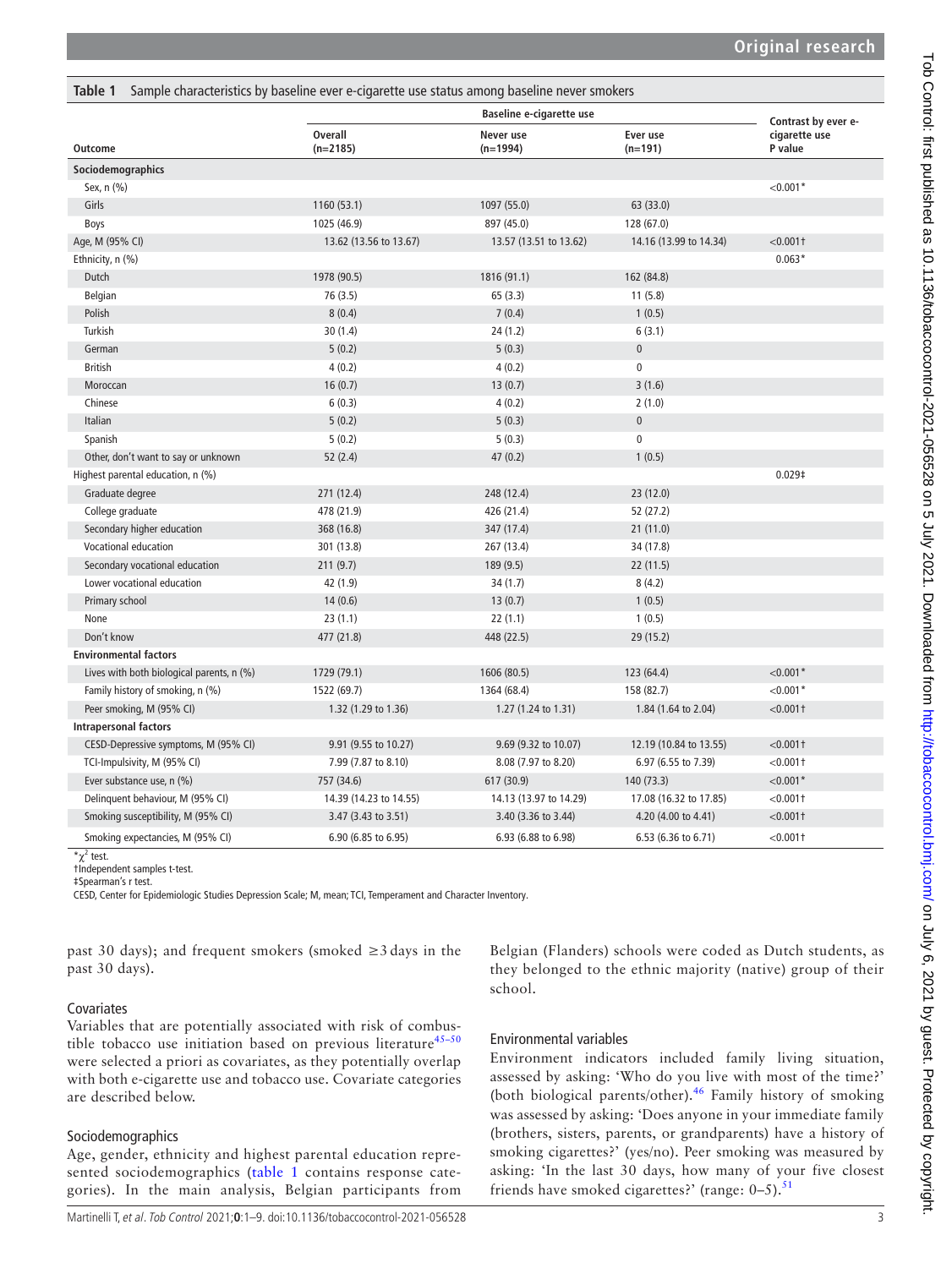**Table 1** Sample characteristics by baseline ever e-cigarette use status among baseline never smokers

| | Baseline e-cigarette use | | | Contrast by ever e-cigarette use |
|---|---|---|---|---|
| **Outcome** | **Overall (n=2185)** | **Never use (n=1994)** | **Ever use (n=191)** | **P value** |
| **Sociodemographics** | | | | |
| Sex, n (%) | | | | <0.001* |
| Girls | 1160 (53.1) | 1097 (55.0) | 63 (33.0) | |
| Boys | 1025 (46.9) | 897 (45.0) | 128 (67.0) | |
| Age, M (95% CI) | 13.62 (13.56 to 13.67) | 13.57 (13.51 to 13.62) | 14.16 (13.99 to 14.34) | <0.001† |
| Ethnicity, n (%) | | | | 0.063* |
| Dutch | 1978 (90.5) | 1816 (91.1) | 162 (84.8) | |
| Belgian | 76 (3.5) | 65 (3.3) | 11 (5.8) | |
| Polish | 8 (0.4) | 7 (0.4) | 1 (0.5) | |
| Turkish | 30 (1.4) | 24 (1.2) | 6 (3.1) | |
| German | 5 (0.2) | 5 (0.3) | 0 | |
| British | 4 (0.2) | 4 (0.2) | 0 | |
| Moroccan | 16 (0.7) | 13 (0.7) | 3 (1.6) | |
| Chinese | 6 (0.3) | 4 (0.2) | 2 (1.0) | |
| Italian | 5 (0.2) | 5 (0.3) | 0 | |
| Spanish | 5 (0.2) | 5 (0.3) | 0 | |
| Other, don't want to say or unknown | 52 (2.4) | 47 (0.2) | 1 (0.5) | |
| Highest parental education, n (%) | | | | 0.029‡ |
| Graduate degree | 271 (12.4) | 248 (12.4) | 23 (12.0) | |
| College graduate | 478 (21.9) | 426 (21.4) | 52 (27.2) | |
| Secondary higher education | 368 (16.8) | 347 (17.4) | 21 (11.0) | |
| Vocational education | 301 (13.8) | 267 (13.4) | 34 (17.8) | |
| Secondary vocational education | 211 (9.7) | 189 (9.5) | 22 (11.5) | |
| Lower vocational education | 42 (1.9) | 34 (1.7) | 8 (4.2) | |
| Primary school | 14 (0.6) | 13 (0.7) | 1 (0.5) | |
| None | 23 (1.1) | 22 (1.1) | 1 (0.5) | |
| Don't know | 477 (21.8) | 448 (22.5) | 29 (15.2) | |
| **Environmental factors** | | | | |
| Lives with both biological parents, n (%) | 1729 (79.1) | 1606 (80.5) | 123 (64.4) | <0.001* |
| Family history of smoking, n (%) | 1522 (69.7) | 1364 (68.4) | 158 (82.7) | <0.001* |
| Peer smoking, M (95% CI) | 1.32 (1.29 to 1.36) | 1.27 (1.24 to 1.31) | 1.84 (1.64 to 2.04) | <0.001† |
| **Intrapersonal factors** | | | | |
| CESD-Depressive symptoms, M (95% CI) | 9.91 (9.55 to 10.27) | 9.69 (9.32 to 10.07) | 12.19 (10.84 to 13.55) | <0.001† |
| TCI-Impulsivity, M (95% CI) | 7.99 (7.87 to 8.10) | 8.08 (7.97 to 8.20) | 6.97 (6.55 to 7.39) | <0.001† |
| Ever substance use, n (%) | 757 (34.6) | 617 (30.9) | 140 (73.3) | <0.001* |
| Delinquent behaviour, M (95% CI) | 14.39 (14.23 to 14.55) | 14.13 (13.97 to 14.29) | 17.08 (16.32 to 17.85) | <0.001† |
| Smoking susceptibility, M (95% CI) | 3.47 (3.43 to 3.51) | 3.40 (3.36 to 3.44) | 4.20 (4.00 to 4.41) | <0.001† |
| Smoking expectancies, M (95% CI) | 6.90 (6.85 to 6.95) | 6.93 (6.88 to 6.98) | 6.53 (6.36 to 6.71) | <0.001† |

*$\chi^2$ test.
†Independent samples t-test.
‡Spearman's r test.
CESD, Center for Epidemiologic Studies Depression Scale; M, mean; TCI, Temperament and Character Inventory.

past 30 days); and frequent smokers (smoked ≥3 days in the past 30 days).

### Covariates

Variables that are potentially associated with risk of combustible tobacco use initiation based on previous literature[45–50] were selected a priori as covariates, as they potentially overlap with both e-cigarette use and tobacco use. Covariate categories are described below.

### Sociodemographics

Age, gender, ethnicity and highest parental education represented sociodemographics (table 1 contains response categories). In the main analysis, Belgian participants from Belgian (Flanders) schools were coded as Dutch students, as they belonged to the ethnic majority (native) group of their school.

### Environmental variables

Environment indicators included family living situation, assessed by asking: 'Who do you live with most of the time?' (both biological parents/other).[46] Family history of smoking was assessed by asking: 'Does anyone in your immediate family (brothers, sisters, parents, or grandparents) have a history of smoking cigarettes?' (yes/no). Peer smoking was measured by asking: 'In the last 30 days, how many of your five closest friends have smoked cigarettes?' (range: 0–5).[51]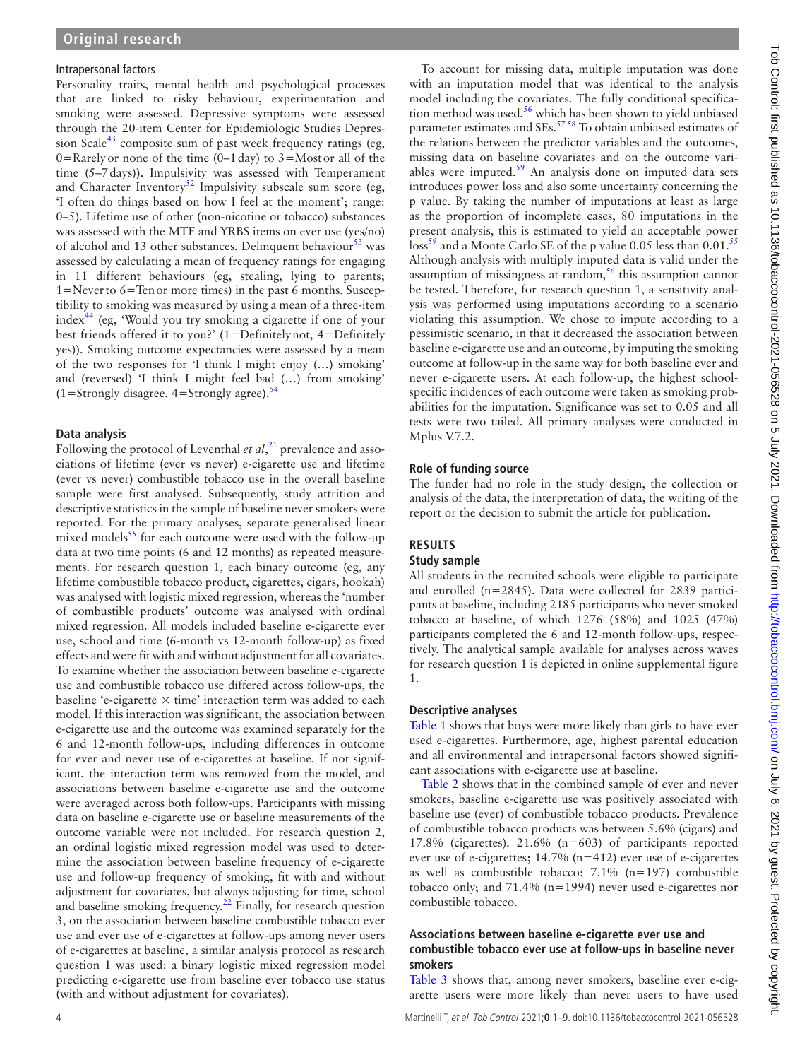### Intrapersonal factors

Personality traits, mental health and psychological processes that are linked to risky behaviour, experimentation and smoking were assessed. Depressive symptoms were assessed through the 20-item Center for Epidemiologic Studies Depression Scale[43] composite sum of past week frequency ratings (eg, 0=Rarely or none of the time (0–1 day) to 3=Most or all of the time (5–7 days)). Impulsivity was assessed with Temperament and Character Inventory[52] Impulsivity subscale sum score (eg, 'I often do things based on how I feel at the moment'; range: 0–5). Lifetime use of other (non-nicotine or tobacco) substances was assessed with the MTF and YRBS items on ever use (yes/no) of alcohol and 13 other substances. Delinquent behaviour[53] was assessed by calculating a mean of frequency ratings for engaging in 11 different behaviours (eg, stealing, lying to parents; 1=Never to 6=Ten or more times) in the past 6 months. Susceptibility to smoking was measured by using a mean of a three-item index[44] (eg, 'Would you try smoking a cigarette if one of your best friends offered it to you?' (1=Definitely not, 4=Definitely yes)). Smoking outcome expectancies were assessed by a mean of the two responses for 'I think I might enjoy (…) smoking' and (reversed) 'I think I might feel bad (…) from smoking' (1=Strongly disagree, 4=Strongly agree).[54]

## Data analysis

Following the protocol of Leventhal *et al*,[21] prevalence and associations of lifetime (ever vs never) e-cigarette use and lifetime (ever vs never) combustible tobacco use in the overall baseline sample were first analysed. Subsequently, study attrition and descriptive statistics in the sample of baseline never smokers were reported. For the primary analyses, separate generalised linear mixed models[55] for each outcome were used with the follow-up data at two time points (6 and 12 months) as repeated measurements. For research question 1, each binary outcome (eg, any lifetime combustible tobacco product, cigarettes, cigars, hookah) was analysed with logistic mixed regression, whereas the 'number of combustible products' outcome was analysed with ordinal mixed regression. All models included baseline e-cigarette ever use, school and time (6-month vs 12-month follow-up) as fixed effects and were fit with and without adjustment for all covariates. To examine whether the association between baseline e-cigarette use and combustible tobacco use differed across follow-ups, the baseline 'e-cigarette × time' interaction term was added to each model. If this interaction was significant, the association between e-cigarette use and the outcome was examined separately for the 6 and 12-month follow-ups, including differences in outcome for ever and never use of e-cigarettes at baseline. If not significant, the interaction term was removed from the model, and associations between baseline e-cigarette use and the outcome were averaged across both follow-ups. Participants with missing data on baseline e-cigarette use or baseline measurements of the outcome variable were not included. For research question 2, an ordinal logistic mixed regression model was used to determine the association between baseline frequency of e-cigarette use and follow-up frequency of smoking, fit with and without adjustment for covariates, but always adjusting for time, school and baseline smoking frequency.[22] Finally, for research question 3, on the association between baseline combustible tobacco ever use and ever use of e-cigarettes at follow-ups among never users of e-cigarettes at baseline, a similar analysis protocol as research question 1 was used: a binary logistic mixed regression model predicting e-cigarette use from baseline ever tobacco use status (with and without adjustment for covariates).

To account for missing data, multiple imputation was done with an imputation model that was identical to the analysis model including the covariates. The fully conditional specification method was used,[56] which has been shown to yield unbiased parameter estimates and SEs.[57,58] To obtain unbiased estimates of the relations between the predictor variables and the outcomes, missing data on baseline covariates and on the outcome variables were imputed.[59] An analysis done on imputed data sets introduces power loss and also some uncertainty concerning the p value. By taking the number of imputations at least as large as the proportion of incomplete cases, 80 imputations in the present analysis, this is estimated to yield an acceptable power loss[59] and a Monte Carlo SE of the p value 0.05 less than 0.01.[55] Although analysis with multiply imputed data is valid under the assumption of missingness at random,[56] this assumption cannot be tested. Therefore, for research question 1, a sensitivity analysis was performed using imputations according to a scenario violating this assumption. We chose to impute according to a pessimistic scenario, in that it decreased the association between baseline e-cigarette use and an outcome, by imputing the smoking outcome at follow-up in the same way for both baseline ever and never e-cigarette users. At each follow-up, the highest school-specific incidences of each outcome were taken as smoking probabilities for the imputation. Significance was set to 0.05 and all tests were two tailed. All primary analyses were conducted in Mplus V.7.2.

## Role of funding source

The funder had no role in the study design, the collection or analysis of the data, the interpretation of data, the writing of the report or the decision to submit the article for publication.

# RESULTS

## Study sample

All students in the recruited schools were eligible to participate and enrolled (n=2845). Data were collected for 2839 participants at baseline, including 2185 participants who never smoked tobacco at baseline, of which 1276 (58%) and 1025 (47%) participants completed the 6 and 12-month follow-ups, respectively. The analytical sample available for analyses across waves for research question 1 is depicted in online supplemental figure 1.

## Descriptive analyses

Table 1 shows that boys were more likely than girls to have ever used e-cigarettes. Furthermore, age, highest parental education and all environmental and intrapersonal factors showed significant associations with e-cigarette use at baseline.

Table 2 shows that in the combined sample of ever and never smokers, baseline e-cigarette use was positively associated with baseline use (ever) of combustible tobacco products. Prevalence of combustible tobacco products was between 5.6% (cigars) and 17.8% (cigarettes). 21.6% (n=603) of participants reported ever use of e-cigarettes; 14.7% (n=412) ever use of e-cigarettes as well as combustible tobacco; 7.1% (n=197) combustible tobacco only; and 71.4% (n=1994) never used e-cigarettes nor combustible tobacco.

## Associations between baseline e-cigarette ever use and combustible tobacco ever use at follow-ups in baseline never smokers

Table 3 shows that, among never smokers, baseline ever e-cigarette users were more likely than never users to have used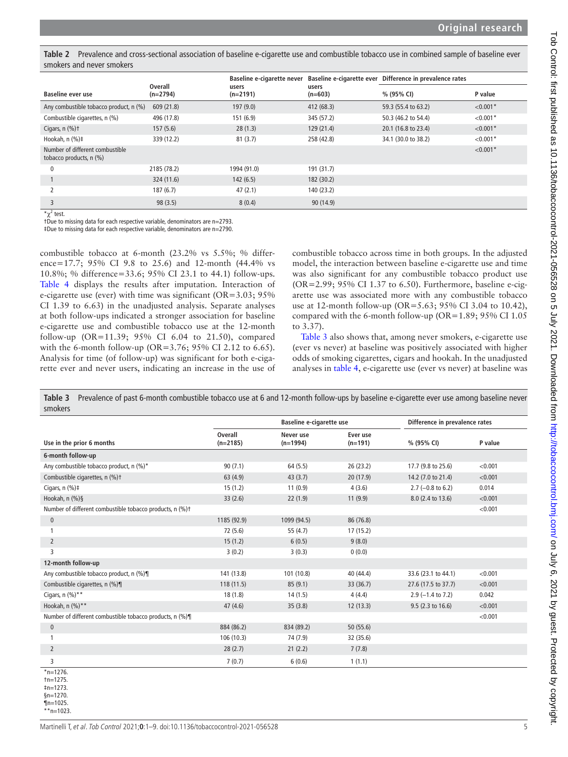**Table 2** Prevalence and cross-sectional association of baseline e-cigarette use and combustible tobacco use in combined sample of baseline ever smokers and never smokers

| Baseline ever use | Overall (n=2794) | Baseline e-cigarette never users (n=2191) | Baseline e-cigarette ever users (n=603) | Difference in prevalence rates % (95% CI) | P value |
|---|---|---|---|---|---|
| Any combustible tobacco product, n (%) | 609 (21.8) | 197 (9.0) | 412 (68.3) | 59.3 (55.4 to 63.2) | <0.001* |
| Combustible cigarettes, n (%) | 496 (17.8) | 151 (6.9) | 345 (57.2) | 50.3 (46.2 to 54.4) | <0.001* |
| Cigars, n (%)† | 157 (5.6) | 28 (1.3) | 129 (21.4) | 20.1 (16.8 to 23.4) | <0.001* |
| Hookah, n (%)‡ | 339 (12.2) | 81 (3.7) | 258 (42.8) | 34.1 (30.0 to 38.2) | <0.001* |
| Number of different combustible tobacco products, n (%) | | | | | <0.001* |
| 0 | 2185 (78.2) | 1994 (91.0) | 191 (31.7) | | |
| 1 | 324 (11.6) | 142 (6.5) | 182 (30.2) | | |
| 2 | 187 (6.7) | 47 (2.1) | 140 (23.2) | | |
| 3 | 98 (3.5) | 8 (0.4) | 90 (14.9) | | |

*$\chi^2$ test.
†Due to missing data for each respective variable, denominators are n=2793.
‡Due to missing data for each respective variable, denominators are n=2790.

combustible tobacco at 6-month (23.2% vs 5.5%; % difference=17.7; 95% CI 9.8 to 25.6) and 12-month (44.4% vs 10.8%; % difference=33.6; 95% CI 23.1 to 44.1) follow-ups. Table 4 displays the results after imputation. Interaction of e-cigarette use (ever) with time was significant (OR=3.03; 95% CI 1.39 to 6.63) in the unadjusted analysis. Separate analyses at both follow-ups indicated a stronger association for baseline e-cigarette use and combustible tobacco use at the 12-month follow-up (OR=11.39; 95% CI 6.04 to 21.50), compared with the 6-month follow-up (OR=3.76; 95% CI 2.12 to 6.65). Analysis for time (of follow-up) was significant for both e-cigarette ever and never users, indicating an increase in the use of combustible tobacco across time in both groups. In the adjusted model, the interaction between baseline e-cigarette use and time was also significant for any combustible tobacco product use (OR=2.99; 95% CI 1.37 to 6.50). Furthermore, baseline e-cigarette use was associated more with any combustible tobacco use at 12-month follow-up (OR=5.63; 95% CI 3.04 to 10.42), compared with the 6-month follow-up (OR=1.89; 95% CI 1.05 to 3.37).

Table 3 also shows that, among never smokers, e-cigarette use (ever vs never) at baseline was positively associated with higher odds of smoking cigarettes, cigars and hookah. In the unadjusted analyses in table 4, e-cigarette use (ever vs never) at baseline was

**Table 3** Prevalence of past 6-month combustible tobacco use at 6 and 12-month follow-ups by baseline e-cigarette ever use among baseline never smokers

| Use in the prior 6 months | Overall (n=2185) | Baseline e-cigarette use: Never use (n=1994) | Baseline e-cigarette use: Ever use (n=191) | Difference in prevalence rates % (95% CI) | P value |
|---|---|---|---|---|---|
| **6-month follow-up** | | | | | |
| Any combustible tobacco product, n (%)* | 90 (7.1) | 64 (5.5) | 26 (23.2) | 17.7 (9.8 to 25.6) | <0.001 |
| Combustible cigarettes, n (%)† | 63 (4.9) | 43 (3.7) | 20 (17.9) | 14.2 (7.0 to 21.4) | <0.001 |
| Cigars, n (%)‡ | 15 (1.2) | 11 (0.9) | 4 (3.6) | 2.7 (−0.8 to 6.2) | 0.014 |
| Hookah, n (%)§ | 33 (2.6) | 22 (1.9) | 11 (9.9) | 8.0 (2.4 to 13.6) | <0.001 |
| Number of different combustible tobacco products, n (%)† | | | | | <0.001 |
| 0 | 1185 (92.9) | 1099 (94.5) | 86 (76.8) | | |
| 1 | 72 (5.6) | 55 (4.7) | 17 (15.2) | | |
| 2 | 15 (1.2) | 6 (0.5) | 9 (8.0) | | |
| 3 | 3 (0.2) | 3 (0.3) | 0 (0.0) | | |
| **12-month follow-up** | | | | | |
| Any combustible tobacco product, n (%)¶ | 141 (13.8) | 101 (10.8) | 40 (44.4) | 33.6 (23.1 to 44.1) | <0.001 |
| Combustible cigarettes, n (%)¶ | 118 (11.5) | 85 (9.1) | 33 (36.7) | 27.6 (17.5 to 37.7) | <0.001 |
| Cigars, n (%)** | 18 (1.8) | 14 (1.5) | 4 (4.4) | 2.9 (−1.4 to 7.2) | 0.042 |
| Hookah, n (%)** | 47 (4.6) | 35 (3.8) | 12 (13.3) | 9.5 (2.3 to 16.6) | <0.001 |
| Number of different combustible tobacco products, n (%)¶ | | | | | <0.001 |
| 0 | 884 (86.2) | 834 (89.2) | 50 (55.6) | | |
| 1 | 106 (10.3) | 74 (7.9) | 32 (35.6) | | |
| 2 | 28 (2.7) | 21 (2.2) | 7 (7.8) | | |
| 3 | 7 (0.7) | 6 (0.6) | 1 (1.1) | | |

*n=1276.
†n=1275.
‡n=1273.
§n=1270.
¶n=1025.
**n=1023.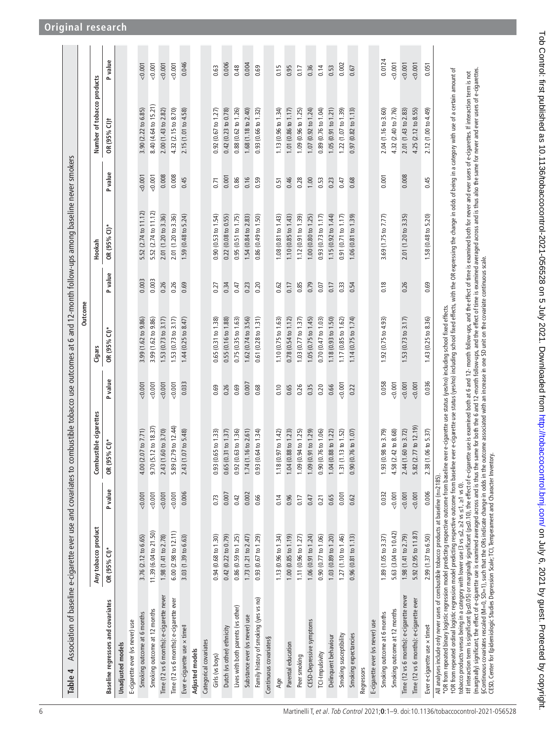**Table 4** Association of baseline e-cigarette ever use and covariates to combustible tobacco use outcomes at 6 and 12-month follow-ups among baseline never smokers

| | Outcome | | | | | | | | | |
|---|---|---|---|---|---|---|---|---|---|---|
| | Any tobacco product | | Combustible cigarettes | | Cigars | | Hookah | | Number of tobacco products | |
| Baseline regressors and covariates | OR (95% CI)* | P value | OR (95% CI)* | P value | OR (95% CI)* | P value | OR (95% CI)* | P value | OR (95% CI)† | P value |
| **Unadjusted models** | | | | | | | | | | |
| E-cigarette ever (vs never) use | | | | | | | | | | |
| Smoking outcome at 6 months | 3.76 (2.12 to 6.65) | <0.001 | 4.00 (2.07 to 7.71) | <0.001 | 3.99 (1.62 to 9.86) | 0.003 | 5.52 (2.74 to 11.12) | <0.001 | 3.90 (2.22 to 6.85) | <0.001 |
| Smoking outcome at 12 months | 11.39 (6.04 to 21.50) | <0.001 | 9.70 (5.12 to 18.37) | <0.001 | 3.99 (1.62 to 9.86) | 0.003 | 5.52 (2.74 to 11.12) | <0.001 | 8.40 (4.64 to 15.21) | <0.001 |
| Time (12 vs 6 months): e-cigarette never | 1.98 (1.41 to 2.78) | <0.001 | 2.43 (1.60 to 3.70) | <0.001 | 1.53 (0.73 to 3.17) | 0.26 | 2.01 (1.20 to 3.36) | 0.008 | 2.00 (1.43 to 2.82) | <0.001 |
| Time (12 vs 6 months): e-cigarette ever | 6.00 (2.98 to 12.11) | <0.001 | 5.89 (2.79 to 12.44) | <0.001 | 1.53 (0.73 to 3.17) | 0.26 | 2.01 (1.20 to 3.36) | 0.008 | 4.32 (2.15 to 8.70) | <0.001 |
| Ever e-cigarette use × time‡ | 3.03 (1.39 to 6.63) | 0.006 | 2.43 (1.07 to 5.48) | 0.033 | 1.44 (0.25 to 8.47) | 0.69 | 1.59 (0.48 to 5.24) | 0.45 | 2.15 (1.01 to 4.58) | 0.046 |
| **Adjusted models** | | | | | | | | | | |
| Categorical covariates | | | | | | | | | | |
| Girls (vs boys) | 0.94 (0.68 to 1.30) | 0.73 | 0.93 (0.65 to 1.33) | 0.69 | 0.65 (0.31 to 1.38) | 0.27 | 0.90 (0.53 to 1.54) | 0.71 | 0.92 (0.67 to 1.27) | 0.63 |
| Dutch (vs other) ethnicity | 0.42 (0.22 to 0.79) | 0.007 | 0.65 (0.31 to 1.37) | 0.26 | 0.55 (0.16 to 1.88) | 0.34 | 0.22 (0.08 to 0.55) | 0.001 | 0.42 (0.23 to 0.78) | 0.006 |
| Lives with both parents (vs other) | 0.86 (0.59 to 1.25) | 0.42 | 0.92 (0.63 to 1.36) | 0.69 | 0.75 (0.35 to 1.63) | 0.47 | 0.95 (0.51 to 1.75) | 0.86 | 0.88 (0.62 to 1.26) | 0.48 |
| Substance ever (vs never) use | 1.73 (1.21 to 2.47) | 0.002 | 1.74 (1.16 to 2.61) | 0.007 | 1.62 (0.74 to 3.56) | 0.23 | 1.54 (0.84 to 2.83) | 0.16 | 1.68 (1.18 to 2.40) | 0.004 |
| Family history of smoking (yes vs no) | 0.93 (0.67 to 1.29) | 0.66 | 0.93 (0.64 to 1.34) | 0.68 | 0.61 (0.28 to 1.31) | 0.20 | 0.86 (0.49 to 1.50) | 0.59 | 0.93 (0.66 to 1.32) | 0.69 |
| Continuous covariates§ | | | | | | | | | | |
| Age | 1.13 (0.96 to 1.34) | 0.14 | 1.18 (0.97 to 1.42) | 0.10 | 1.10 (0.75 to 1.63) | 0.62 | 1.08 (0.81 to 1.43) | 0.51 | 1.13 (0.96 to 1.34) | 0.15 |
| Parental education | 1.00 (0.85 to 1.19) | 0.96 | 1.04 (0.88 to 1.23) | 0.65 | 0.78 (0.54 to 1.12) | 0.17 | 1.10 (0.85 to 1.43) | 0.46 | 1.01 (0.86 to 1.17) | 0.95 |
| Peer smoking | 1.11 (0.96 to 1.27) | 0.17 | 1.09 (0.94 to 1.25) | 0.26 | 1.03 (0.77 to 1.37) | 0.85 | 1.12 (0.91 to 1.39) | 0.28 | 1.09 (0.96 to 1.25) | 0.17 |
| CESD-Depressive symptoms | 1.06 (0.91 to 1.24) | 0.47 | 1.09 (0.91 to 1.29) | 0.35 | 1.05 (0.75 to 1.45) | 0.79 | 1.00 (0.80 to 1.25) | 1.00 | 1.07 (0.92 to 1.24) | 0.36 |
| TCI-Impulsivity | 0.90 (0.77 to 1.06) | 0.21 | 0.90 (0.76 to 1.06) | 0.20 | 0.70 (0.47 to 1.03) | 0.07 | 0.93 (0.73 to 1.17) | 0.53 | 0.89 (0.76 to 1.04) | 0.14 |
| Delinquent behaviour | 1.03 (0.89 to 1.20) | 0.65 | 1.04 (0.88 to 1.22) | 0.66 | 1.18 (0.93 to 1.50) | 0.17 | 1.15 (0.92 to 1.44) | 0.23 | 1.05 (0.91 to 1.21) | 0.53 |
| Smoking susceptibility | 1.27 (1.10 to 1.46) | 0.001 | 1.31 (1.13 to 1.52) | <0.001 | 1.17 (0.85 to 1.62) | 0.33 | 0.91 (0.71 to 1.17) | 0.47 | 1.22 (1.07 to 1.39) | 0.002 |
| Smoking expectancies | 0.96 (0.81 to 1.13) | 0.62 | 0.90 (0.76 to 1.07) | 0.22 | 1.14 (0.75 to 1.74) | 0.54 | 1.06 (0.81 to 1.39) | 0.68 | 0.97 (0.82 to 1.13) | 0.67 |
| Regressors | | | | | | | | | | |
| E-cigarette ever (vs never) use | | | | | | | | | | |
| Smoking outcome at 6 months | 1.89 (1.05 to 3.37) | 0.032 | 1.93 (0.98 to 3.79) | 0.058 | 1.92 (0.75 to 4.93) | 0.18 | 3.69 (1.75 to 7.77) | 0.001 | 2.04 (1.16 to 3.60) | 0.0124 |
| Smoking outcome at 12 months | 5.63 (3.04 to 10.42) | <0.001 | 4.58 (2.42 to 8.68) | <0.001 | | | | | 4.32 (2.40 to 7.76) | <0.001 |
| Time (12 vs 6 months): e-cigarette never | 1.98 (1.41 to 2.79) | <0.001 | 2.44 (1.60 to 3.72) | <0.001 | 1.53 (0.73 to 3.17) | 0.26 | 2.01 (1.20 to 3.35) | 0.008 | 2.01 (1.43 to 2.83) | <0.001 |
| Time (12 vs 6 months): e-cigarette ever | 5.92 (2.95 to 11.87) | <0.001 | 5.82 (2.77 to 12.19) | <0.001 | | | | | 4.25 (2.12 to 8.55) | <0.001 |
| Ever e-cigarette use × time‡ | 2.99 (1.37 to 6.50) | 0.006 | 2.38 (1.06 to 5.37) | 0.036 | 1.43 (0.25 to 8.36) | 0.69 | 1.58 (0.48 to 5.20) | 0.45 | 2.12 (1.00 to 4.49) | 0.051 |

All analyses include only never users of combustible tobacco products at baseline (n=2185).

*OR from repeated binary logistic regression model predicting respective outcome from baseline ever e-cigarette use status (yes/no) including school fixed effects.

†OR from repeated ordinal logistic regression model predicting respective outcome from baseline ever e-cigarette use status (yes/no) including school fixed effects, with the OR expressing the change in odds of being in a category with use of a certain amount of tobacco products vs being in a category with lower use (3 vs ≤2, ≥2 vs ≤1, ≥1 vs 0).

‡If interaction term is significant (p≤0.05) or marginally significant (p≤0.10), the effect of e-cigarette use is examined both at 6 and 12- month follow-ups, and the effect of time is examined both for never and ever users of e-cigarettes. If interaction term is not (marginally) significant, the effect of e-cigarette use is examined averaged across and is thus the same for both the 6 and 12-month follow-ups, and the effect of time is examined averaged across and is thus also the same for never and ever users of e-cigarettes.

§Continuous covariates rescaled (M=0, SD=1), such that the ORs indicate change in odds in the outcome associated with an increase in one SD unit on the covariate continuous scale.

CESD, Center for Epidemiologic Studies Depression Scale; TCI, Temperament and Character Inventory.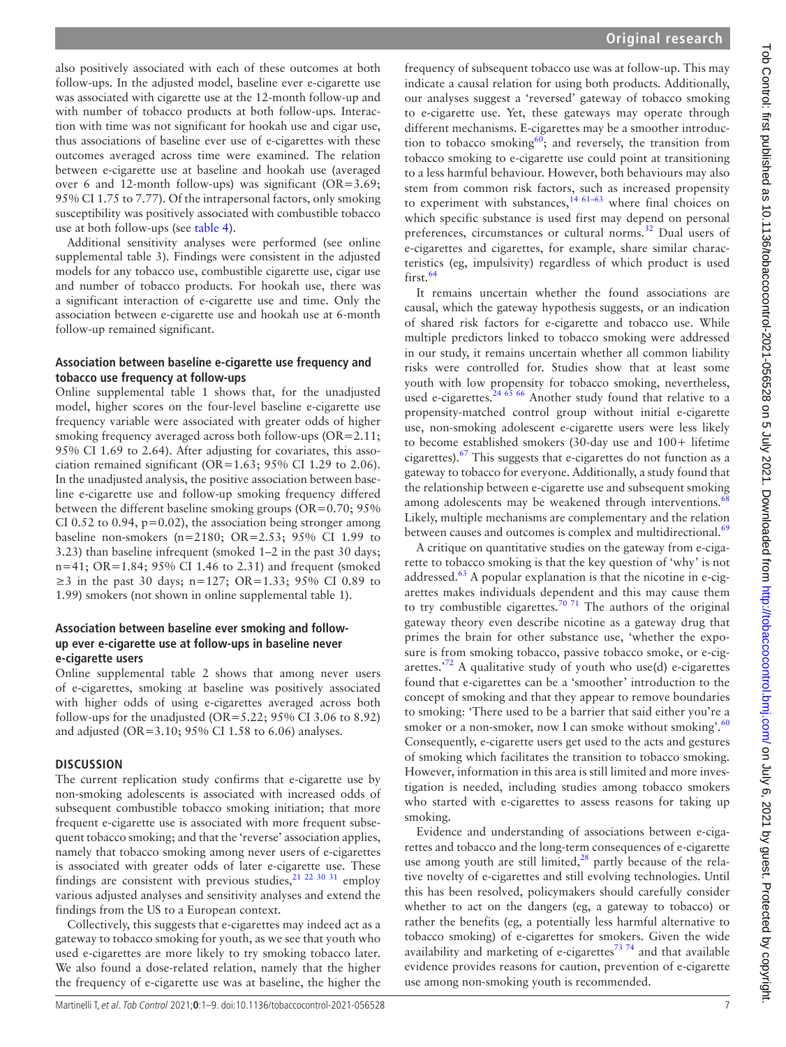also positively associated with each of these outcomes at both follow-ups. In the adjusted model, baseline ever e-cigarette use was associated with cigarette use at the 12-month follow-up and with number of tobacco products at both follow-ups. Interaction with time was not significant for hookah use and cigar use, thus associations of baseline ever use of e-cigarettes with these outcomes averaged across time were examined. The relation between e-cigarette use at baseline and hookah use (averaged over 6 and 12-month follow-ups) was significant (OR=3.69; 95% CI 1.75 to 7.77). Of the intrapersonal factors, only smoking susceptibility was positively associated with combustible tobacco use at both follow-ups (see table 4).

Additional sensitivity analyses were performed (see online supplemental table 3). Findings were consistent in the adjusted models for any tobacco use, combustible cigarette use, cigar use and number of tobacco products. For hookah use, there was a significant interaction of e-cigarette use and time. Only the association between e-cigarette use and hookah use at 6-month follow-up remained significant.

### Association between baseline e-cigarette use frequency and tobacco use frequency at follow-ups

Online supplemental table 1 shows that, for the unadjusted model, higher scores on the four-level baseline e-cigarette use frequency variable were associated with greater odds of higher smoking frequency averaged across both follow-ups (OR=2.11; 95% CI 1.69 to 2.64). After adjusting for covariates, this association remained significant (OR=1.63; 95% CI 1.29 to 2.06). In the unadjusted analysis, the positive association between baseline e-cigarette use and follow-up smoking frequency differed between the different baseline smoking groups (OR=0.70; 95% CI 0.52 to 0.94, p=0.02), the association being stronger among baseline non-smokers (n=2180; OR=2.53; 95% CI 1.99 to 3.23) than baseline infrequent (smoked 1–2 in the past 30 days; n=41; OR=1.84; 95% CI 1.46 to 2.31) and frequent (smoked ≥3 in the past 30 days; n=127; OR=1.33; 95% CI 0.89 to 1.99) smokers (not shown in online supplemental table 1).

### Association between baseline ever smoking and follow-up ever e-cigarette use at follow-ups in baseline never e-cigarette users

Online supplemental table 2 shows that among never users of e-cigarettes, smoking at baseline was positively associated with higher odds of using e-cigarettes averaged across both follow-ups for the unadjusted (OR=5.22; 95% CI 3.06 to 8.92) and adjusted (OR=3.10; 95% CI 1.58 to 6.06) analyses.

## DISCUSSION

The current replication study confirms that e-cigarette use by non-smoking adolescents is associated with increased odds of subsequent combustible tobacco smoking initiation; that more frequent e-cigarette use is associated with more frequent subsequent tobacco smoking; and that the 'reverse' association applies, namely that tobacco smoking among never users of e-cigarettes is associated with greater odds of later e-cigarette use. These findings are consistent with previous studies,[21 22 30 31] employ various adjusted analyses and sensitivity analyses and extend the findings from the US to a European context.

Collectively, this suggests that e-cigarettes may indeed act as a gateway to tobacco smoking for youth, as we see that youth who used e-cigarettes are more likely to try smoking tobacco later. We also found a dose-related relation, namely that the higher the frequency of e-cigarette use was at baseline, the higher the frequency of subsequent tobacco use was at follow-up. This may indicate a causal relation for using both products. Additionally, our analyses suggest a 'reversed' gateway of tobacco smoking to e-cigarette use. Yet, these gateways may operate through different mechanisms. E-cigarettes may be a smoother introduction to tobacco smoking[60]; and reversely, the transition from tobacco smoking to e-cigarette use could point at transitioning to a less harmful behaviour. However, both behaviours may also stem from common risk factors, such as increased propensity to experiment with substances,[14 61–63] where final choices on which specific substance is used first may depend on personal preferences, circumstances or cultural norms.[32] Dual users of e-cigarettes and cigarettes, for example, share similar characteristics (eg, impulsivity) regardless of which product is used first.[64]

It remains uncertain whether the found associations are causal, which the gateway hypothesis suggests, or an indication of shared risk factors for e-cigarette and tobacco use. While multiple predictors linked to tobacco smoking were addressed in our study, it remains uncertain whether all common liability risks were controlled for. Studies show that at least some youth with low propensity for tobacco smoking, nevertheless, used e-cigarettes.[24 65 66] Another study found that relative to a propensity-matched control group without initial e-cigarette use, non-smoking adolescent e-cigarette users were less likely to become established smokers (30-day use and 100+ lifetime cigarettes).[67] This suggests that e-cigarettes do not function as a gateway to tobacco for everyone. Additionally, a study found that the relationship between e-cigarette use and subsequent smoking among adolescents may be weakened through interventions.[68] Likely, multiple mechanisms are complementary and the relation between causes and outcomes is complex and multidirectional.[69]

A critique on quantitative studies on the gateway from e-cigarette to tobacco smoking is that the key question of 'why' is not addressed.[63] A popular explanation is that the nicotine in e-cigarettes makes individuals dependent and this may cause them to try combustible cigarettes.[70 71] The authors of the original gateway theory even describe nicotine as a gateway drug that primes the brain for other substance use, 'whether the exposure is from smoking tobacco, passive tobacco smoke, or e-cigarettes.'[72] A qualitative study of youth who use(d) e-cigarettes found that e-cigarettes can be a 'smoother' introduction to the concept of smoking and that they appear to remove boundaries to smoking: 'There used to be a barrier that said either you're a smoker or a non-smoker, now I can smoke without smoking'.[60] Consequently, e-cigarette users get used to the acts and gestures of smoking which facilitates the transition to tobacco smoking. However, information in this area is still limited and more investigation is needed, including studies among tobacco smokers who started with e-cigarettes to assess reasons for taking up smoking.

Evidence and understanding of associations between e-cigarettes and tobacco and the long-term consequences of e-cigarette use among youth are still limited,[28] partly because of the relative novelty of e-cigarettes and still evolving technologies. Until this has been resolved, policymakers should carefully consider whether to act on the dangers (eg, a gateway to tobacco) or rather the benefits (eg, a potentially less harmful alternative to tobacco smoking) of e-cigarettes for smokers. Given the wide availability and marketing of e-cigarettes[73 74] and that available evidence provides reasons for caution, prevention of e-cigarette use among non-smoking youth is recommended.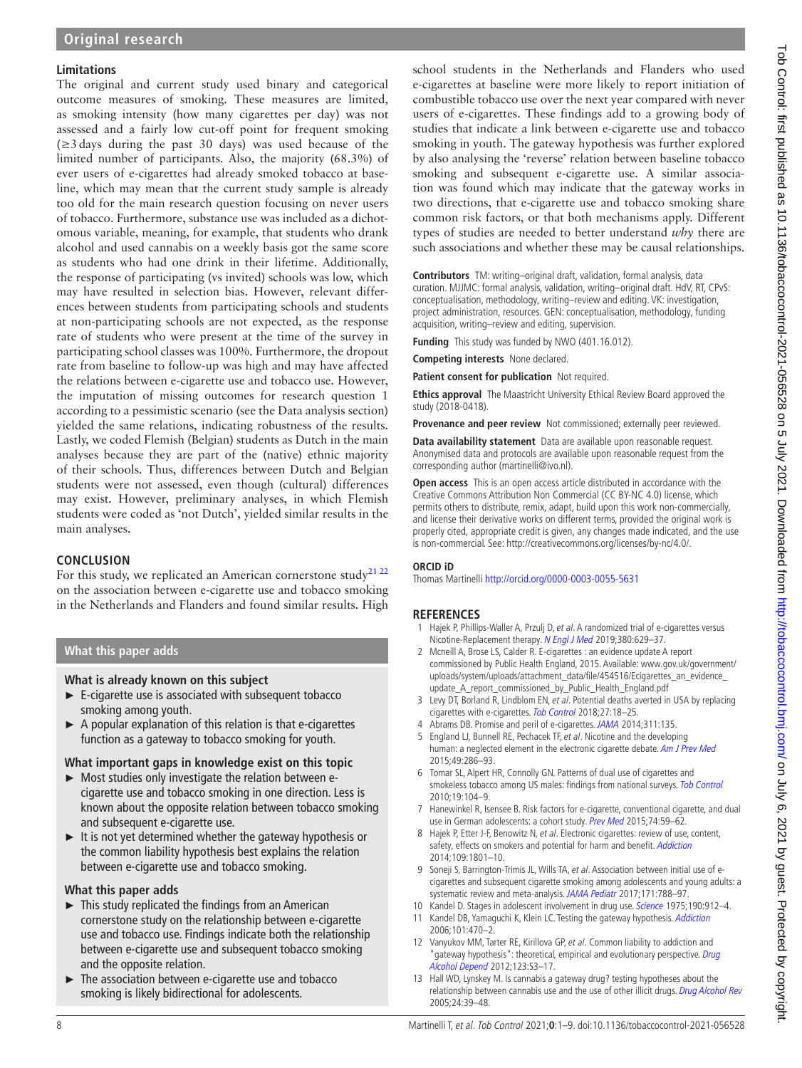### Limitations

The original and current study used binary and categorical outcome measures of smoking. These measures are limited, as smoking intensity (how many cigarettes per day) was not assessed and a fairly low cut-off point for frequent smoking ($\geq$3 days during the past 30 days) was used because of the limited number of participants. Also, the majority (68.3%) of ever users of e-cigarettes had already smoked tobacco at baseline, which may mean that the current study sample is already too old for the main research question focusing on never users of tobacco. Furthermore, substance use was included as a dichotomous variable, meaning, for example, that students who drank alcohol and used cannabis on a weekly basis got the same score as students who had one drink in their lifetime. Additionally, the response of participating (vs invited) schools was low, which may have resulted in selection bias. However, relevant differences between students from participating schools and students at non-participating schools are not expected, as the response rate of students who were present at the time of the survey in participating school classes was 100%. Furthermore, the dropout rate from baseline to follow-up was high and may have affected the relations between e-cigarette use and tobacco use. However, the imputation of missing outcomes for research question 1 according to a pessimistic scenario (see the Data analysis section) yielded the same relations, indicating robustness of the results. Lastly, we coded Flemish (Belgian) students as Dutch in the main analyses because they are part of the (native) ethnic majority of their schools. Thus, differences between Dutch and Belgian students were not assessed, even though (cultural) differences may exist. However, preliminary analyses, in which Flemish students were coded as 'not Dutch', yielded similar results in the main analyses.

## CONCLUSION

For this study, we replicated an American cornerstone study[21 22] on the association between e-cigarette use and tobacco smoking in the Netherlands and Flanders and found similar results. High school students in the Netherlands and Flanders who used e-cigarettes at baseline were more likely to report initiation of combustible tobacco use over the next year compared with never users of e-cigarettes. These findings add to a growing body of studies that indicate a link between e-cigarette use and tobacco smoking in youth. The gateway hypothesis was further explored by also analysing the 'reverse' relation between baseline tobacco smoking and subsequent e-cigarette use. A similar association was found which may indicate that the gateway works in two directions, that e-cigarette use and tobacco smoking share common risk factors, or that both mechanisms apply. Different types of studies are needed to better understand *why* there are such associations and whether these may be causal relationships.

### What this paper adds

**What is already known on this subject**

- E-cigarette use is associated with subsequent tobacco smoking among youth.
- A popular explanation of this relation is that e-cigarettes function as a gateway to tobacco smoking for youth.

**What important gaps in knowledge exist on this topic**

- Most studies only investigate the relation between e-cigarette use and tobacco smoking in one direction. Less is known about the opposite relation between tobacco smoking and subsequent e-cigarette use.
- It is not yet determined whether the gateway hypothesis or the common liability hypothesis best explains the relation between e-cigarette use and tobacco smoking.

**What this paper adds**

- This study replicated the findings from an American cornerstone study on the relationship between e-cigarette use and tobacco use. Findings indicate both the relationship between e-cigarette use and subsequent tobacco smoking and the opposite relation.
- The association between e-cigarette use and tobacco smoking is likely bidirectional for adolescents.

**Contributors** TM: writing–original draft, validation, formal analysis, data curation. MJJMC: formal analysis, validation, writing–original draft. HdV, RT, CPvS: conceptualisation, methodology, writing–review and editing. VK: investigation, project administration, resources. GEN: conceptualisation, methodology, funding acquisition, writing–review and editing, supervision.

**Funding** This study was funded by NWO (401.16.012).

**Competing interests** None declared.

**Patient consent for publication** Not required.

**Ethics approval** The Maastricht University Ethical Review Board approved the study (2018-0418).

**Provenance and peer review** Not commissioned; externally peer reviewed.

**Data availability statement** Data are available upon reasonable request. Anonymised data and protocols are available upon reasonable request from the corresponding author (martinelli@ivo.nl).

**Open access** This is an open access article distributed in accordance with the Creative Commons Attribution Non Commercial (CC BY-NC 4.0) license, which permits others to distribute, remix, adapt, build upon this work non-commercially, and license their derivative works on different terms, provided the original work is properly cited, appropriate credit is given, any changes made indicated, and the use is non-commercial. See: http://creativecommons.org/licenses/by-nc/4.0/.

**ORCID iD**

Thomas Martinelli http://orcid.org/0000-0003-0055-5631

## REFERENCES

1. Hajek P, Phillips-Waller A, Przulj D, *et al*. A randomized trial of e-cigarettes versus Nicotine-Replacement therapy. *N Engl J Med* 2019;380:629–37.
2. Mcneill A, Brose LS, Calder R. E-cigarettes : an evidence update A report commissioned by Public Health England, 2015. Available: www.gov.uk/government/uploads/system/uploads/attachment_data/file/454516/Ecigarettes_an_evidence_update_A_report_commissioned_by_Public_Health_England.pdf
3. Levy DT, Borland R, Lindblom EN, *et al*. Potential deaths averted in USA by replacing cigarettes with e-cigarettes. *Tob Control* 2018;27:18–25.
4. Abrams DB. Promise and peril of e-cigarettes. *JAMA* 2014;311:135.
5. England LJ, Bunnell RE, Pechacek TF, *et al*. Nicotine and the developing human: a neglected element in the electronic cigarette debate. *Am J Prev Med* 2015;49:286–93.
6. Tomar SL, Alpert HR, Connolly GN. Patterns of dual use of cigarettes and smokeless tobacco among US males: findings from national surveys. *Tob Control* 2010;19:104–9.
7. Hanewinkel R, Isensee B. Risk factors for e-cigarette, conventional cigarette, and dual use in German adolescents: a cohort study. *Prev Med* 2015;74:59–62.
8. Hajek P, Etter J-F, Benowitz N, *et al*. Electronic cigarettes: review of use, content, safety, effects on smokers and potential for harm and benefit. *Addiction* 2014;109:1801–10.
9. Soneji S, Barrington-Trimis JL, Wills TA, *et al*. Association between initial use of e-cigarettes and subsequent cigarette smoking among adolescents and young adults: a systematic review and meta-analysis. *JAMA Pediatr* 2017;171:788–97.
10. Kandel D. Stages in adolescent involvement in drug use. *Science* 1975;190:912–4.
11. Kandel DB, Yamaguchi K, Klein LC. Testing the gateway hypothesis. *Addiction* 2006;101:470–2.
12. Vanyukov MM, Tarter RE, Kirillova GP, *et al*. Common liability to addiction and "gateway hypothesis": theoretical, empirical and evolutionary perspective. *Drug Alcohol Depend* 2012;123:S3–17.
13. Hall WD, Lynskey M. Is cannabis a gateway drug? testing hypotheses about the relationship between cannabis use and the use of other illicit drugs. *Drug Alcohol Rev* 2005;24:39–48.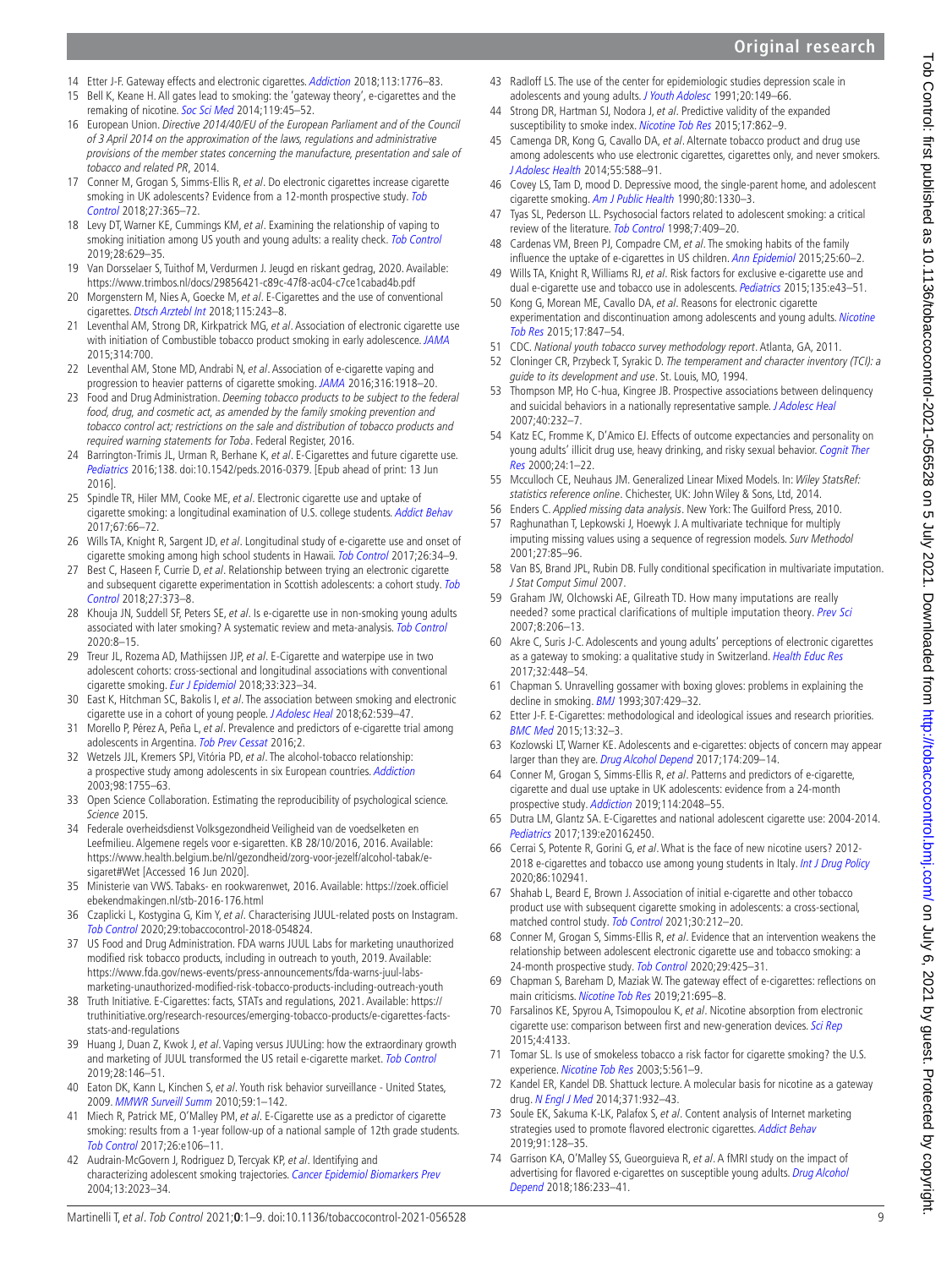14 Etter J-F. Gateway effects and electronic cigarettes. *Addiction* 2018;113:1776–83.
15 Bell K, Keane H. All gates lead to smoking: the 'gateway theory', e-cigarettes and the remaking of nicotine. *Soc Sci Med* 2014;119:45–52.
16 European Union. *Directive 2014/40/EU of the European Parliament and of the Council of 3 April 2014 on the approximation of the laws, regulations and administrative provisions of the member states concerning the manufacture, presentation and sale of tobacco and related PR*, 2014.
17 Conner M, Grogan S, Simms-Ellis R, *et al*. Do electronic cigarettes increase cigarette smoking in UK adolescents? Evidence from a 12-month prospective study. *Tob Control* 2018;27:365–72.
18 Levy DT, Warner KE, Cummings KM, *et al*. Examining the relationship of vaping to smoking initiation among US youth and young adults: a reality check. *Tob Control* 2019;28:629–35.
19 Van Dorsselaer S, Tuithof M, Verdurmen J. Jeugd en riskant gedrag, 2020. Available: https://www.trimbos.nl/docs/29856421-c89c-47f8-ac04-c7ce1cabad4b.pdf
20 Morgenstern M, Nies A, Goecke M, *et al*. E-Cigarettes and the use of conventional cigarettes. *Dtsch Arztebl Int* 2018;115:243–8.
21 Leventhal AM, Strong DR, Kirkpatrick MG, *et al*. Association of electronic cigarette use with initiation of Combustible tobacco product smoking in early adolescence. *JAMA* 2015;314:700.
22 Leventhal AM, Stone MD, Andrabi N, *et al*. Association of e-cigarette vaping and progression to heavier patterns of cigarette smoking. *JAMA* 2016;316:1918–20.
23 Food and Drug Administration. *Deeming tobacco products to be subject to the federal food, drug, and cosmetic act, as amended by the family smoking prevention and tobacco control act; restrictions on the sale and distribution of tobacco products and required warning statements for Toba*. Federal Register, 2016.
24 Barrington-Trimis JL, Urman R, Berhane K, *et al*. E-Cigarettes and future cigarette use. *Pediatrics* 2016;138. doi:10.1542/peds.2016-0379. [Epub ahead of print: 13 Jun 2016].
25 Spindle TR, Hiler MM, Cooke ME, *et al*. Electronic cigarette use and uptake of cigarette smoking: a longitudinal examination of U.S. college students. *Addict Behav* 2017;67:66–72.
26 Wills TA, Knight R, Sargent JD, *et al*. Longitudinal study of e-cigarette use and onset of cigarette smoking among high school students in Hawaii. *Tob Control* 2017;26:34–9.
27 Best C, Haseen F, Currie D, *et al*. Relationship between trying an electronic cigarette and subsequent cigarette experimentation in Scottish adolescents: a cohort study. *Tob Control* 2018;27:373–8.
28 Khouja JN, Suddell SF, Peters SE, *et al*. Is e-cigarette use in non-smoking young adults associated with later smoking? A systematic review and meta-analysis. *Tob Control* 2020:8–15.
29 Treur JL, Rozema AD, Mathijssen JJP, *et al*. E-Cigarette and waterpipe use in two adolescent cohorts: cross-sectional and longitudinal associations with conventional cigarette smoking. *Eur J Epidemiol* 2018;33:323–34.
30 East K, Hitchman SC, Bakolis I, *et al*. The association between smoking and electronic cigarette use in a cohort of young people. *J Adolesc Heal* 2018;62:539–47.
31 Morello P, Pérez A, Peña L, *et al*. Prevalence and predictors of e-cigarette trial among adolescents in Argentina. *Tob Prev Cessat* 2016;2.
32 Wetzels JJL, Kremers SPJ, Vitória PD, *et al*. The alcohol-tobacco relationship: a prospective study among adolescents in six European countries. *Addiction* 2003;98:1755–63.
33 Open Science Collaboration. Estimating the reproducibility of psychological science. *Science* 2015.
34 Federale overheidsdienst Volksgezondheid Veiligheid van de voedselketen en Leefmilieu. Algemene regels voor e-sigaretten. KB 28/10/2016, 2016. Available: https://www.health.belgium.be/nl/gezondheid/zorg-voor-jezelf/alcohol-tabak/e-sigaret#Wet [Accessed 16 Jun 2020].
35 Ministerie van VWS. Tabaks- en rookwarenwet, 2016. Available: https://zoek.officielebekendmakingen.nl/stb-2016-176.html
36 Czaplicki L, Kostygina G, Kim Y, *et al*. Characterising JUUL-related posts on Instagram. *Tob Control* 2020;29:tobaccocontrol-2018-054824.
37 US Food and Drug Administration. FDA warns JUUL Labs for marketing unauthorized modified risk tobacco products, including in outreach to youth, 2019. Available: https://www.fda.gov/news-events/press-announcements/fda-warns-juul-labs-marketing-unauthorized-modified-risk-tobacco-products-including-outreach-youth
38 Truth Initiative. E-Cigarettes: facts, STATs and regulations, 2021. Available: https://truthinitiative.org/research-resources/emerging-tobacco-products/e-cigarettes-facts-stats-and-regulations
39 Huang J, Duan Z, Kwok J, *et al*. Vaping versus JUULing: how the extraordinary growth and marketing of JUUL transformed the US retail e-cigarette market. *Tob Control* 2019;28:146–51.
40 Eaton DK, Kann L, Kinchen S, *et al*. Youth risk behavior surveillance - United States, 2009. *MMWR Surveill Summ* 2010;59:1–142.
41 Miech R, Patrick ME, O'Malley PM, *et al*. E-Cigarette use as a predictor of cigarette smoking: results from a 1-year follow-up of a national sample of 12th grade students. *Tob Control* 2017;26:e106–11.
42 Audrain-McGovern J, Rodriguez D, Tercyak KP, *et al*. Identifying and characterizing adolescent smoking trajectories. *Cancer Epidemiol Biomarkers Prev* 2004;13:2023–34.
43 Radloff LS. The use of the center for epidemiologic studies depression scale in adolescents and young adults. *J Youth Adolesc* 1991;20:149–66.
44 Strong DR, Hartman SJ, Nodora J, *et al*. Predictive validity of the expanded susceptibility to smoke index. *Nicotine Tob Res* 2015;17:862–9.
45 Camenga DR, Kong G, Cavallo DA, *et al*. Alternate tobacco product and drug use among adolescents who use electronic cigarettes, cigarettes only, and never smokers. *J Adolesc Health* 2014;55:588–91.
46 Covey LS, Tam D, mood D. Depressive mood, the single-parent home, and adolescent cigarette smoking. *Am J Public Health* 1990;80:1330–3.
47 Tyas SL, Pederson LL. Psychosocial factors related to adolescent smoking: a critical review of the literature. *Tob Control* 1998;7:409–20.
48 Cardenas VM, Breen PJ, Compadre CM, *et al*. The smoking habits of the family influence the uptake of e-cigarettes in US children. *Ann Epidemiol* 2015;25:60–2.
49 Wills TA, Knight R, Williams RJ, *et al*. Risk factors for exclusive e-cigarette use and dual e-cigarette use and tobacco use in adolescents. *Pediatrics* 2015;135:e43–51.
50 Kong G, Morean ME, Cavallo DA, *et al*. Reasons for electronic cigarette experimentation and discontinuation among adolescents and young adults. *Nicotine Tob Res* 2015;17:847–54.
51 CDC. *National youth tobacco survey methodology report*. Atlanta, GA, 2011.
52 Cloninger CR, Przybeck T, Syrakic D. *The temperament and character inventory (TCI): a guide to its development and use*. St. Louis, MO, 1994.
53 Thompson MP, Ho C-hua, Kingree JB. Prospective associations between delinquency and suicidal behaviors in a nationally representative sample. *J Adolesc Heal* 2007;40:232–7.
54 Katz EC, Fromme K, D'Amico EJ. Effects of outcome expectancies and personality on young adults' illicit drug use, heavy drinking, and risky sexual behavior. *Cognit Ther Res* 2000;24:1–22.
55 Mcculloch CE, Neuhaus JM. Generalized Linear Mixed Models. In: *Wiley StatsRef: statistics reference online*. Chichester, UK: John Wiley & Sons, Ltd, 2014.
56 Enders C. *Applied missing data analysis*. New York: The Guilford Press, 2010.
57 Raghunathan T, Lepkowski J, Hoewyk J. A multivariate technique for multiply imputing missing values using a sequence of regression models. *Surv Methodol* 2001;27:85–96.
58 Van BS, Brand JPL, Rubin DB. Fully conditional specification in multivariate imputation. *J Stat Comput Simul* 2007.
59 Graham JW, Olchowski AE, Gilreath TD. How many imputations are really needed? some practical clarifications of multiple imputation theory. *Prev Sci* 2007;8:206–13.
60 Akre C, Suris J-C. Adolescents and young adults' perceptions of electronic cigarettes as a gateway to smoking: a qualitative study in Switzerland. *Health Educ Res* 2017;32:448–54.
61 Chapman S. Unravelling gossamer with boxing gloves: problems in explaining the decline in smoking. *BMJ* 1993;307:429–32.
62 Etter J-F. E-cigarettes: methodological and ideological issues and research priorities. *BMC Med* 2015;13:32–3.
63 Kozlowski LT, Warner KE. Adolescents and e-cigarettes: objects of concern may appear larger than they are. *Drug Alcohol Depend* 2017;174:209–14.
64 Conner M, Grogan S, Simms-Ellis R, *et al*. Patterns and predictors of e-cigarette, cigarette and dual use uptake in UK adolescents: evidence from a 24-month prospective study. *Addiction* 2019;114:2048–55.
65 Dutra LM, Glantz SA. E-Cigarettes and national adolescent cigarette use: 2004-2014. *Pediatrics* 2017;139:e20162450.
66 Cerrai S, Potente R, Gorini G, *et al*. What is the face of new nicotine users? 2012-2018 e-cigarettes and tobacco use among young students in Italy. *Int J Drug Policy* 2020;86:102941.
67 Shahab L, Beard E, Brown J. Association of initial e-cigarette and other tobacco product use with subsequent cigarette smoking in adolescents: a cross-sectional, matched control study. *Tob Control* 2021;30:212–20.
68 Conner M, Grogan S, Simms-Ellis R, *et al*. Evidence that an intervention weakens the relationship between adolescent electronic cigarette use and tobacco smoking: a 24-month prospective study. *Tob Control* 2020;29:425–31.
69 Chapman S, Bareham D, Maziak W. The gateway effect of e-cigarettes: reflections on main criticisms. *Nicotine Tob Res* 2019;21:695–8.
70 Farsalinos KE, Spyrou A, Tsimopoulou K, *et al*. Nicotine absorption from electronic cigarette use: comparison between first and new-generation devices. *Sci Rep* 2015;4:4133.
71 Tomar SL. Is use of smokeless tobacco a risk factor for cigarette smoking? the U.S. experience. *Nicotine Tob Res* 2003;5:561–9.
72 Kandel ER, Kandel DB. Shattuck lecture. A molecular basis for nicotine as a gateway drug. *N Engl J Med* 2014;371:932–43.
73 Soule EK, Sakuma K-LK, Palafox S, *et al*. Content analysis of Internet marketing strategies used to promote flavored electronic cigarettes. *Addict Behav* 2019;91:128–35.
74 Garrison KA, O'Malley SS, Gueorguieva R, *et al*. A fMRI study on the impact of advertising for flavored e-cigarettes on susceptible young adults. *Drug Alcohol Depend* 2018;186:233–41.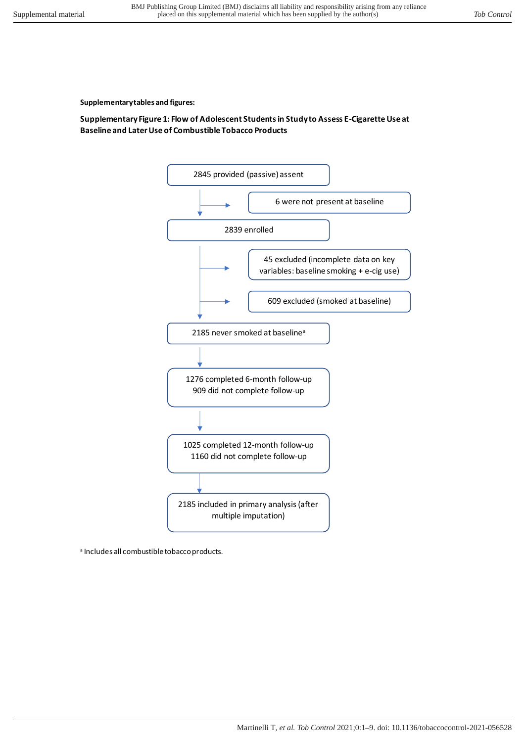**Supplementary tables and figures:**

**Supplementary Figure 1: Flow of Adolescent Students in Study to Assess E-Cigarette Use at Baseline and Later Use of Combustible Tobacco Products**

- 2845 provided (passive) assent
  - → 6 were not present at baseline
- 2839 enrolled
  - → 45 excluded (incomplete data on key variables: baseline smoking + e-cig use)
  - → 609 excluded (smoked at baseline)
- 2185 never smoked at baseline[a]
- 1276 completed 6-month follow-up
  909 did not complete follow-up
- 1025 completed 12-month follow-up
  1160 did not complete follow-up
- 2185 included in primary analysis (after multiple imputation)

[a] Includes all combustible tobacco products.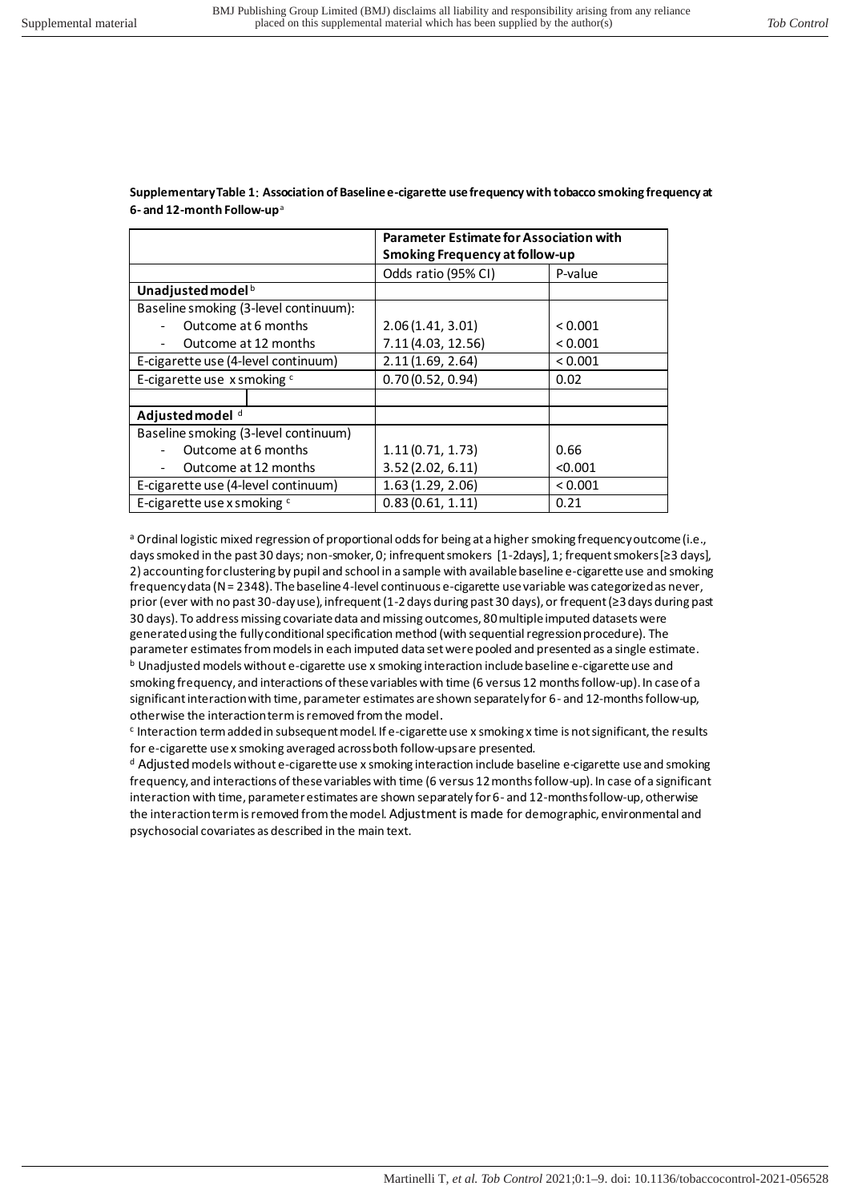**Supplementary Table 1: Association of Baseline e-cigarette use frequency with tobacco smoking frequency at 6- and 12-month Follow-up**[a]

| | **Parameter Estimate for Association with Smoking Frequency at follow-up** | |
|---|---|---|
| | Odds ratio (95% CI) | P-value |
| **Unadjusted model**[b] | | |
| Baseline smoking (3-level continuum): | | |
| - Outcome at 6 months | 2.06 (1.41, 3.01) | < 0.001 |
| - Outcome at 12 months | 7.11 (4.03, 12.56) | < 0.001 |
| E-cigarette use (4-level continuum) | 2.11 (1.69, 2.64) | < 0.001 |
| E-cigarette use x smoking [c] | 0.70 (0.52, 0.94) | 0.02 |
| | | |
| **Adjusted model** [d] | | |
| Baseline smoking (3-level continuum) | | |
| - Outcome at 6 months | 1.11 (0.71, 1.73) | 0.66 |
| - Outcome at 12 months | 3.52 (2.02, 6.11) | <0.001 |
| E-cigarette use (4-level continuum) | 1.63 (1.29, 2.06) | < 0.001 |
| E-cigarette use x smoking [c] | 0.83 (0.61, 1.11) | 0.21 |

[a] Ordinal logistic mixed regression of proportional odds for being at a higher smoking frequency outcome (i.e., days smoked in the past 30 days; non-smoker, 0; infrequent smokers [1-2days], 1; frequent smokers [≥3 days], 2) accounting for clustering by pupil and school in a sample with available baseline e-cigarette use and smoking frequency data (N = 2348). The baseline 4-level continuous e-cigarette use variable was categorized as never, prior (ever with no past 30-day use), infrequent (1-2 days during past 30 days), or frequent (≥3 days during past 30 days). To address missing covariate data and missing outcomes, 80 multiple imputed datasets were generated using the fully conditional specification method (with sequential regression procedure). The parameter estimates from models in each imputed data set were pooled and presented as a single estimate.

[b] Unadjusted models without e-cigarette use x smoking interaction include baseline e-cigarette use and smoking frequency, and interactions of these variables with time (6 versus 12 months follow-up). In case of a significant interaction with time, parameter estimates are shown separately for 6- and 12-months follow-up, otherwise the interaction term is removed from the model.

[c] Interaction term added in subsequent model. If e-cigarette use x smoking x time is not significant, the results for e-cigarette use x smoking averaged across both follow-ups are presented.

[d] Adjusted models without e-cigarette use x smoking interaction include baseline e-cigarette use and smoking frequency, and interactions of these variables with time (6 versus 12 months follow-up). In case of a significant interaction with time, parameter estimates are shown separately for 6- and 12-months follow-up, otherwise the interaction term is removed from the model. Adjustment is made for demographic, environmental and psychosocial covariates as described in the main text.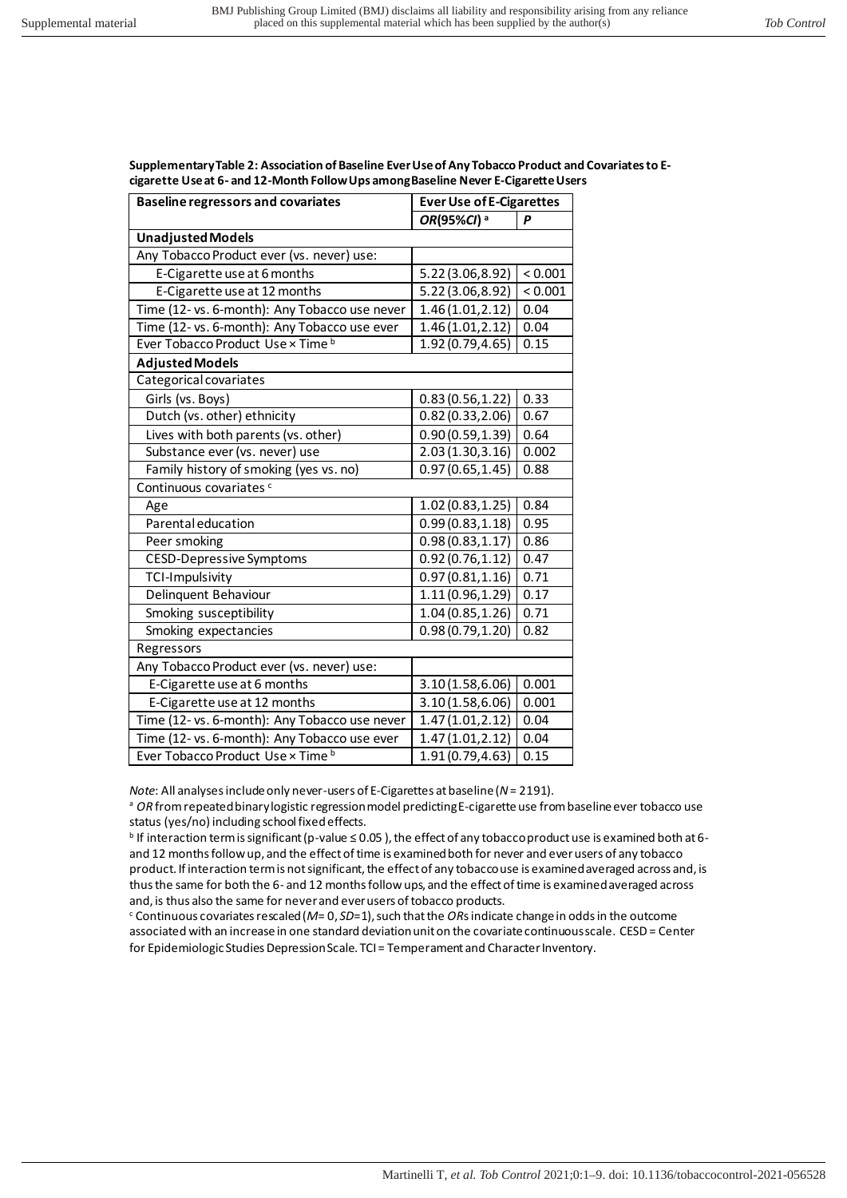**Supplementary Table 2: Association of Baseline Ever Use of Any Tobacco Product and Covariates to E-cigarette Use at 6- and 12-Month Follow Ups among Baseline Never E-Cigarette Users**

| Baseline regressors and covariates | Ever Use of E-Cigarettes | |
|---|---|---|
| | *OR*(95%*CI*) [a] | *P* |
| **Unadjusted Models** | | |
| Any Tobacco Product ever (vs. never) use: | | |
| E-Cigarette use at 6 months | 5.22 (3.06,8.92) | < 0.001 |
| E-Cigarette use at 12 months | 5.22 (3.06,8.92) | < 0.001 |
| Time (12- vs. 6-month): Any Tobacco use never | 1.46 (1.01,2.12) | 0.04 |
| Time (12- vs. 6-month): Any Tobacco use ever | 1.46 (1.01,2.12) | 0.04 |
| Ever Tobacco Product Use × Time [b] | 1.92 (0.79,4.65) | 0.15 |
| **Adjusted Models** | | |
| Categorical covariates | | |
| Girls (vs. Boys) | 0.83 (0.56,1.22) | 0.33 |
| Dutch (vs. other) ethnicity | 0.82 (0.33,2.06) | 0.67 |
| Lives with both parents (vs. other) | 0.90 (0.59,1.39) | 0.64 |
| Substance ever (vs. never) use | 2.03 (1.30,3.16) | 0.002 |
| Family history of smoking (yes vs. no) | 0.97 (0.65,1.45) | 0.88 |
| Continuous covariates [c] | | |
| Age | 1.02 (0.83,1.25) | 0.84 |
| Parental education | 0.99 (0.83,1.18) | 0.95 |
| Peer smoking | 0.98 (0.83,1.17) | 0.86 |
| CESD-Depressive Symptoms | 0.92 (0.76,1.12) | 0.47 |
| TCI-Impulsivity | 0.97 (0.81,1.16) | 0.71 |
| Delinquent Behaviour | 1.11 (0.96,1.29) | 0.17 |
| Smoking susceptibility | 1.04 (0.85,1.26) | 0.71 |
| Smoking expectancies | 0.98 (0.79,1.20) | 0.82 |
| Regressors | | |
| Any Tobacco Product ever (vs. never) use: | | |
| E-Cigarette use at 6 months | 3.10 (1.58,6.06) | 0.001 |
| E-Cigarette use at 12 months | 3.10 (1.58,6.06) | 0.001 |
| Time (12- vs. 6-month): Any Tobacco use never | 1.47 (1.01,2.12) | 0.04 |
| Time (12- vs. 6-month): Any Tobacco use ever | 1.47 (1.01,2.12) | 0.04 |
| Ever Tobacco Product Use × Time [b] | 1.91 (0.79,4.63) | 0.15 |

*Note*: All analyses include only never-users of E-Cigarettes at baseline ($N$ = 2191).

[a] *OR* from repeated binary logistic regression model predicting E-cigarette use from baseline ever tobacco use status (yes/no) including school fixed effects.

[b] If interaction term is significant (p-value ≤ 0.05 ), the effect of any tobacco product use is examined both at 6- and 12 months follow up, and the effect of time is examined both for never and ever users of any tobacco product. If interaction term is not significant, the effect of any tobacco use is examined averaged across and, is thus the same for both the 6- and 12 months follow ups, and the effect of time is examined averaged across and, is thus also the same for never and ever users of tobacco products.

[c] Continuous covariates rescaled ($M$= 0, $SD$=1), such that the *OR*s indicate change in odds in the outcome associated with an increase in one standard deviation unit on the covariate continuous scale. CESD = Center for Epidemiologic Studies Depression Scale. TCI = Temperament and Character Inventory.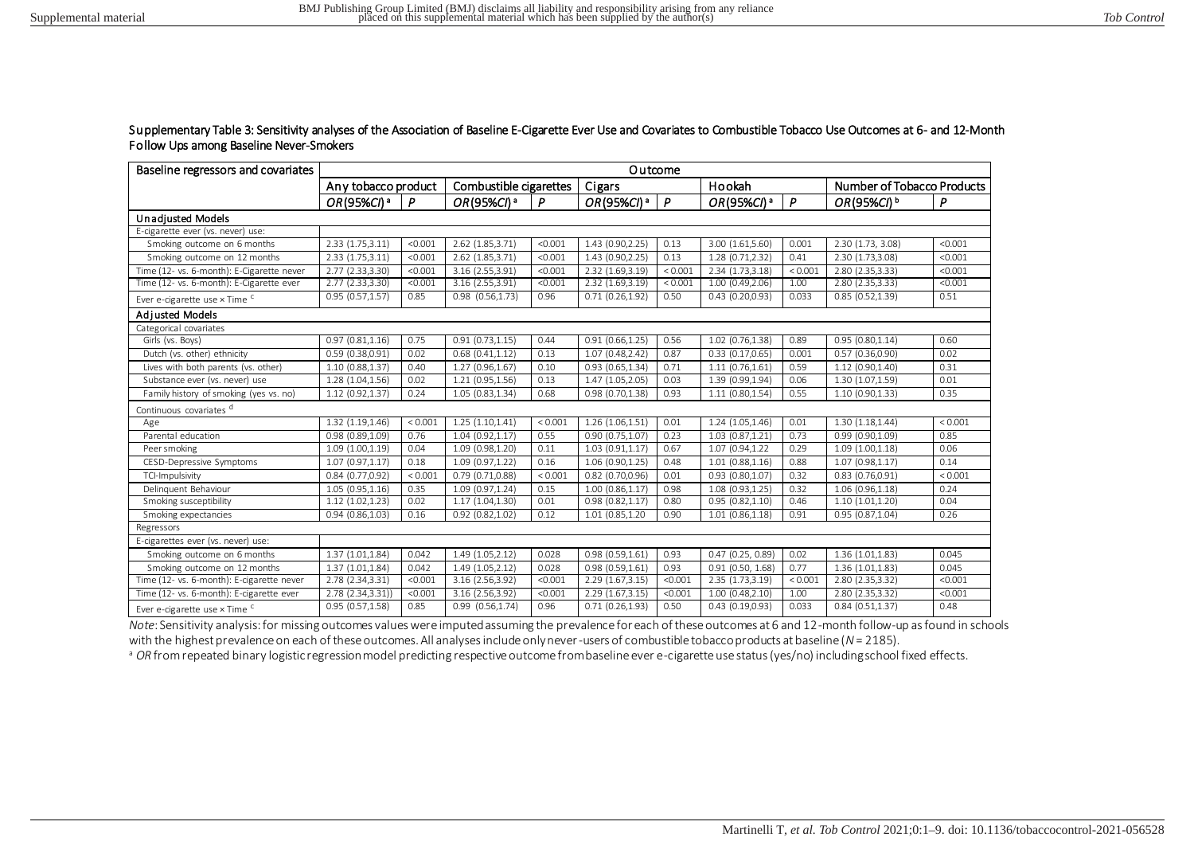Supplementary Table 3: Sensitivity analyses of the Association of Baseline E-Cigarette Ever Use and Covariates to Combustible Tobacco Use Outcomes at 6- and 12-Month Follow Ups among Baseline Never-Smokers

| Baseline regressors and covariates | Outcome | | | | | | | | | |
|---|---|---|---|---|---|---|---|---|---|---|
| | Any tobacco product | | Combustible cigarettes | | Cigars | | Hookah | | Number of Tobacco Products | |
| | *OR*(95%*CI*) [a] | *P* | *OR*(95%*CI*) [a] | *P* | *OR*(95%*CI*) [a] | *P* | *OR*(95%*CI*) [a] | *P* | *OR*(95%*CI*) [b] | *P* |
| **Unadjusted Models** | | | | | | | | | | |
| E-cigarette ever (vs. never) use: | | | | | | | | | | |
| Smoking outcome on 6 months | 2.33 (1.75,3.11) | <0.001 | 2.62 (1.85,3.71) | <0.001 | 1.43 (0.90,2.25) | 0.13 | 3.00 (1.61,5.60) | 0.001 | 2.30 (1.73, 3.08) | <0.001 |
| Smoking outcome on 12 months | 2.33 (1.75,3.11) | <0.001 | 2.62 (1.85,3.71) | <0.001 | 1.43 (0.90,2.25) | 0.13 | 1.28 (0.71,2.32) | 0.41 | 2.30 (1.73,3.08) | <0.001 |
| Time (12- vs. 6-month): E-Cigarette never | 2.77 (2.33,3.30) | <0.001 | 3.16 (2.55,3.91) | <0.001 | 2.32 (1.69,3.19) | < 0.001 | 2.34 (1.73,3.18) | < 0.001 | 2.80 (2.35,3.33) | <0.001 |
| Time (12- vs. 6-month): E-Cigarette ever | 2.77 (2.33,3.30) | <0.001 | 3.16 (2.55,3.91) | <0.001 | 2.32 (1.69,3.19) | < 0.001 | 1.00 (0.49,2.06) | 1.00 | 2.80 (2.35,3.33) | <0.001 |
| Ever e-cigarette use × Time [c] | 0.95 (0.57,1.57) | 0.85 | 0.98 (0.56,1.73) | 0.96 | 0.71 (0.26,1.92) | 0.50 | 0.43 (0.20,0.93) | 0.033 | 0.85 (0.52,1.39) | 0.51 |
| **Adjusted Models** | | | | | | | | | | |
| Categorical covariates | | | | | | | | | | |
| Girls (vs. Boys) | 0.97 (0.81,1.16) | 0.75 | 0.91 (0.73,1.15) | 0.44 | 0.91 (0.66,1.25) | 0.56 | 1.02 (0.76,1.38) | 0.89 | 0.95 (0.80,1.14) | 0.60 |
| Dutch (vs. other) ethnicity | 0.59 (0.38,0.91) | 0.02 | 0.68 (0.41,1.12) | 0.13 | 1.07 (0.48,2.42) | 0.87 | 0.33 (0.17,0.65) | 0.001 | 0.57 (0.36,0.90) | 0.02 |
| Lives with both parents (vs. other) | 1.10 (0.88,1.37) | 0.40 | 1.27 (0.96,1.67) | 0.10 | 0.93 (0.65,1.34) | 0.71 | 1.11 (0.76,1.61) | 0.59 | 1.12 (0.90,1.40) | 0.31 |
| Substance ever (vs. never) use | 1.28 (1.04,1.56) | 0.02 | 1.21 (0.95,1.56) | 0.13 | 1.47 (1.05,2.05) | 0.03 | 1.39 (0.99,1.94) | 0.06 | 1.30 (1.07,1.59) | 0.01 |
| Family history of smoking (yes vs. no) | 1.12 (0.92,1.37) | 0.24 | 1.05 (0.83,1.34) | 0.68 | 0.98 (0.70,1.38) | 0.93 | 1.11 (0.80,1.54) | 0.55 | 1.10 (0.90,1.33) | 0.35 |
| Continuous covariates [d] | | | | | | | | | | |
| Age | 1.32 (1.19,1.46) | < 0.001 | 1.25 (1.10,1.41) | < 0.001 | 1.26 (1.06,1.51) | 0.01 | 1.24 (1.05,1.46) | 0.01 | 1.30 (1.18,1.44) | < 0.001 |
| Parental education | 0.98 (0.89,1.09) | 0.76 | 1.04 (0.92,1.17) | 0.55 | 0.90 (0.75,1.07) | 0.23 | 1.03 (0.87,1.21) | 0.73 | 0.99 (0.90,1.09) | 0.85 |
| Peer smoking | 1.09 (1.00,1.19) | 0.04 | 1.09 (0.98,1.20) | 0.11 | 1.03 (0.91,1.17) | 0.67 | 1.07 (0.94,1.22 | 0.29 | 1.09 (1.00,1.18) | 0.06 |
| CESD-Depressive Symptoms | 1.07 (0.97,1.17) | 0.18 | 1.09 (0.97,1.22) | 0.16 | 1.06 (0.90,1.25) | 0.48 | 1.01 (0.88,1.16) | 0.88 | 1.07 (0.98,1.17) | 0.14 |
| TCI-Impulsivity | 0.84 (0.77,0.92) | < 0.001 | 0.79 (0.71,0.88) | < 0.001 | 0.82 (0.70,0.96) | 0.01 | 0.93 (0.80,1.07) | 0.32 | 0.83 (0.76,0.91) | < 0.001 |
| Delinquent Behaviour | 1.05 (0.95,1.16) | 0.35 | 1.09 (0.97,1.24) | 0.15 | 1.00 (0.86,1.17) | 0.98 | 1.08 (0.93,1.25) | 0.32 | 1.06 (0.96,1.18) | 0.24 |
| Smoking susceptibility | 1.12 (1.02,1.23) | 0.02 | 1.17 (1.04,1.30) | 0.01 | 0.98 (0.82,1.17) | 0.80 | 0.95 (0.82,1.10) | 0.46 | 1.10 (1.01,1.20) | 0.04 |
| Smoking expectancies | 0.94 (0.86,1.03) | 0.16 | 0.92 (0.82,1.02) | 0.12 | 1.01 (0.85,1.20 | 0.90 | 1.01 (0.86,1.18) | 0.91 | 0.95 (0.87,1.04) | 0.26 |
| Regressors | | | | | | | | | | |
| E-cigarettes ever (vs. never) use: | | | | | | | | | | |
| Smoking outcome on 6 months | 1.37 (1.01,1.84) | 0.042 | 1.49 (1.05,2.12) | 0.028 | 0.98 (0.59,1.61) | 0.93 | 0.47 (0.25, 0.89) | 0.02 | 1.36 (1.01,1.83) | 0.045 |
| Smoking outcome on 12 months | 1.37 (1.01,1.84) | 0.042 | 1.49 (1.05,2.12) | 0.028 | 0.98 (0.59,1.61) | 0.93 | 0.91 (0.50, 1.68) | 0.77 | 1.36 (1.01,1.83) | 0.045 |
| Time (12- vs. 6-month): E-cigarette never | 2.78 (2.34,3.31) | <0.001 | 3.16 (2.56,3.92) | <0.001 | 2.29 (1.67,3.15) | <0.001 | 2.35 (1.73,3.19) | < 0.001 | 2.80 (2.35,3.32) | <0.001 |
| Time (12- vs. 6-month): E-cigarette ever | 2.78 (2.34,3.31)) | <0.001 | 3.16 (2.56,3.92) | <0.001 | 2.29 (1.67,3.15) | <0.001 | 1.00 (0.48,2.10) | 1.00 | 2.80 (2.35,3.32) | <0.001 |
| Ever e-cigarette use × Time [c] | 0.95 (0.57,1.58) | 0.85 | 0.99 (0.56,1.74) | 0.96 | 0.71 (0.26,1.93) | 0.50 | 0.43 (0.19,0.93) | 0.033 | 0.84 (0.51,1.37) | 0.48 |

*Note*: Sensitivity analysis: for missing outcomes values were imputed assuming the prevalence for each of these outcomes at 6 and 12-month follow-up as found in schools with the highest prevalence on each of these outcomes. All analyses include only never-users of combustible tobacco products at baseline (*N* = 2185).

[a] *OR* from repeated binary logistic regression model predicting respective outcome from baseline ever e-cigarette use status (yes/no) including school fixed effects.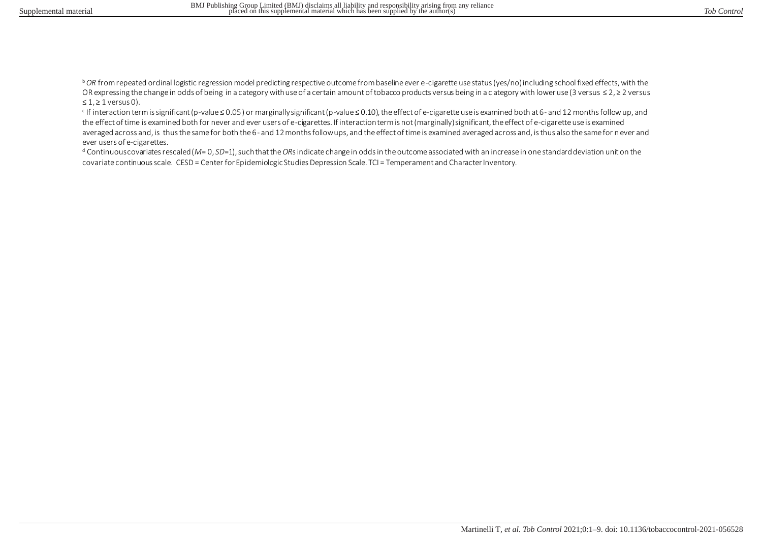[b] *OR* from repeated ordinal logistic regression model predicting respective outcome from baseline ever e-cigarette use status (yes/no) including school fixed effects, with the OR expressing the change in odds of being in a category with use of a certain amount of tobacco products versus being in a category with lower use (3 versus ≤ 2, ≥ 2 versus ≤ 1, ≥ 1 versus 0).

[c] If interaction term is significant (p-value ≤ 0.05) or marginally significant (p-value ≤ 0.10), the effect of e-cigarette use is examined both at 6- and 12 months follow up, and the effect of time is examined both for never and ever users of e-cigarettes. If interaction term is not (marginally) significant, the effect of e-cigarette use is examined averaged across and, is thus the same for both the 6- and 12 months follow ups, and the effect of time is examined averaged across and, is thus also the same for never and ever users of e-cigarettes.

[d] Continuous covariates rescaled (*M*= 0, *SD*=1), such that the *OR*s indicate change in odds in the outcome associated with an increase in one standard deviation unit on the covariate continuous scale. CESD = Center for Epidemiologic Studies Depression Scale. TCI = Temperament and Character Inventory.